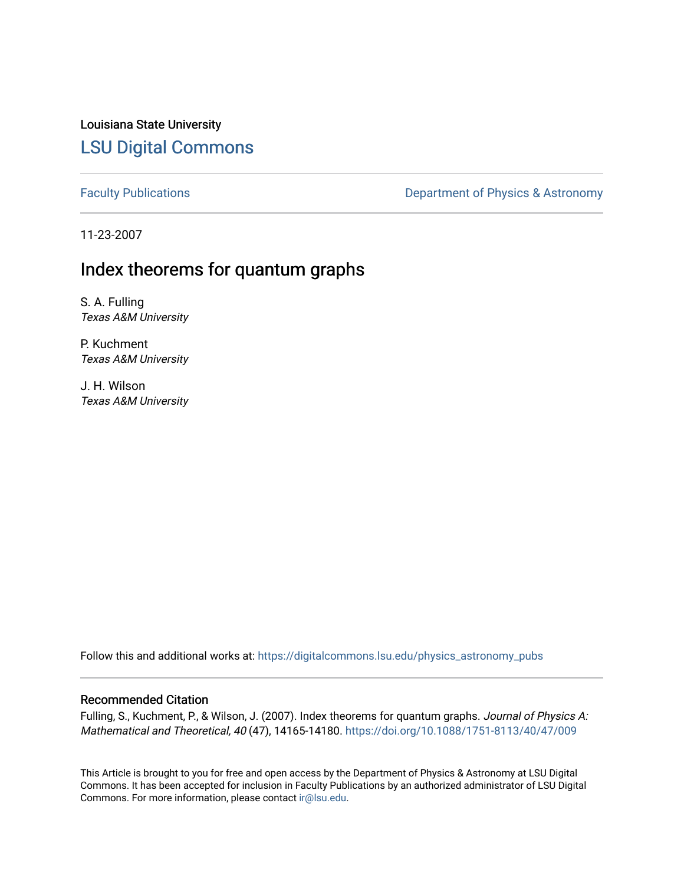Louisiana State University

# LSU Digital Commons

Faculty Publications

Department of Physics & Astronomy

11-23-2007

## Index theorems for quantum graphs

S. A. Fulling
*Texas A&M University*

P. Kuchment
*Texas A&M University*

J. H. Wilson
*Texas A&M University*

Follow this and additional works at: https://digitalcommons.lsu.edu/physics_astronomy_pubs

### Recommended Citation

Fulling, S., Kuchment, P., & Wilson, J. (2007). Index theorems for quantum graphs. *Journal of Physics A: Mathematical and Theoretical, 40* (47), 14165-14180. https://doi.org/10.1088/1751-8113/40/47/009

This Article is brought to you for free and open access by the Department of Physics & Astronomy at LSU Digital Commons. It has been accepted for inclusion in Faculty Publications by an authorized administrator of LSU Digital Commons. For more information, please contact ir@lsu.edu.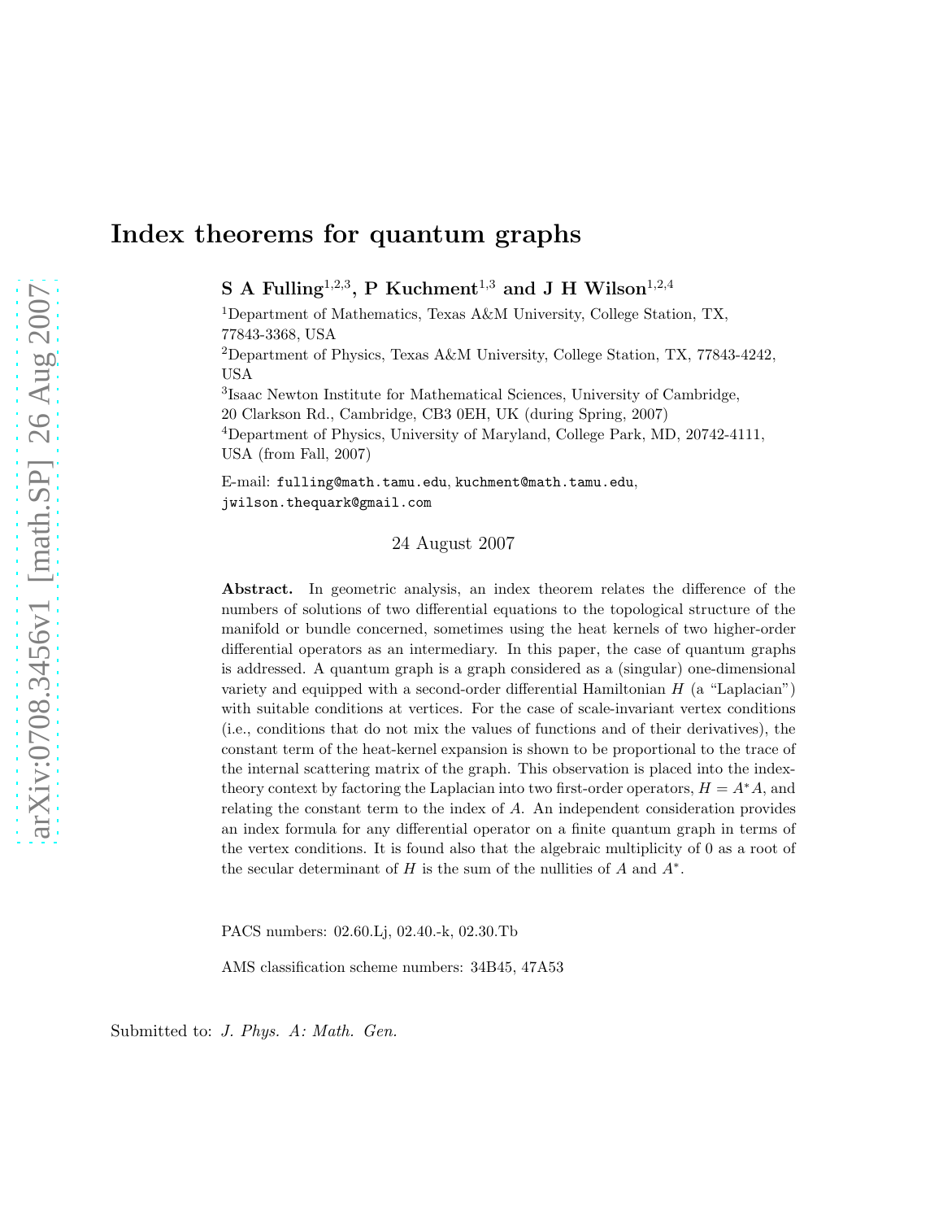# Index theorems for quantum graphs

**S A Fulling**[1,2,3], **P Kuchment**[1,3] **and J H Wilson**[1,2,4]

[1]Department of Mathematics, Texas A&M University, College Station, TX, 77843-3368, USA

[2]Department of Physics, Texas A&M University, College Station, TX, 77843-4242, USA

[3]Isaac Newton Institute for Mathematical Sciences, University of Cambridge, 20 Clarkson Rd., Cambridge, CB3 0EH, UK (during Spring, 2007)

[4]Department of Physics, University of Maryland, College Park, MD, 20742-4111, USA (from Fall, 2007)

E-mail: fulling@math.tamu.edu, kuchment@math.tamu.edu, jwilson.thequark@gmail.com

24 August 2007

**Abstract.** In geometric analysis, an index theorem relates the difference of the numbers of solutions of two differential equations to the topological structure of the manifold or bundle concerned, sometimes using the heat kernels of two higher-order differential operators as an intermediary. In this paper, the case of quantum graphs is addressed. A quantum graph is a graph considered as a (singular) one-dimensional variety and equipped with a second-order differential Hamiltonian $H$ (a "Laplacian") with suitable conditions at vertices. For the case of scale-invariant vertex conditions (i.e., conditions that do not mix the values of functions and of their derivatives), the constant term of the heat-kernel expansion is shown to be proportional to the trace of the internal scattering matrix of the graph. This observation is placed into the index-theory context by factoring the Laplacian into two first-order operators, $H = A^*A$, and relating the constant term to the index of $A$. An independent consideration provides an index formula for any differential operator on a finite quantum graph in terms of the vertex conditions. It is found also that the algebraic multiplicity of 0 as a root of the secular determinant of $H$ is the sum of the nullities of $A$ and $A^*$.

PACS numbers: 02.60.Lj, 02.40.-k, 02.30.Tb

AMS classification scheme numbers: 34B45, 47A53

Submitted to: *J. Phys. A: Math. Gen.*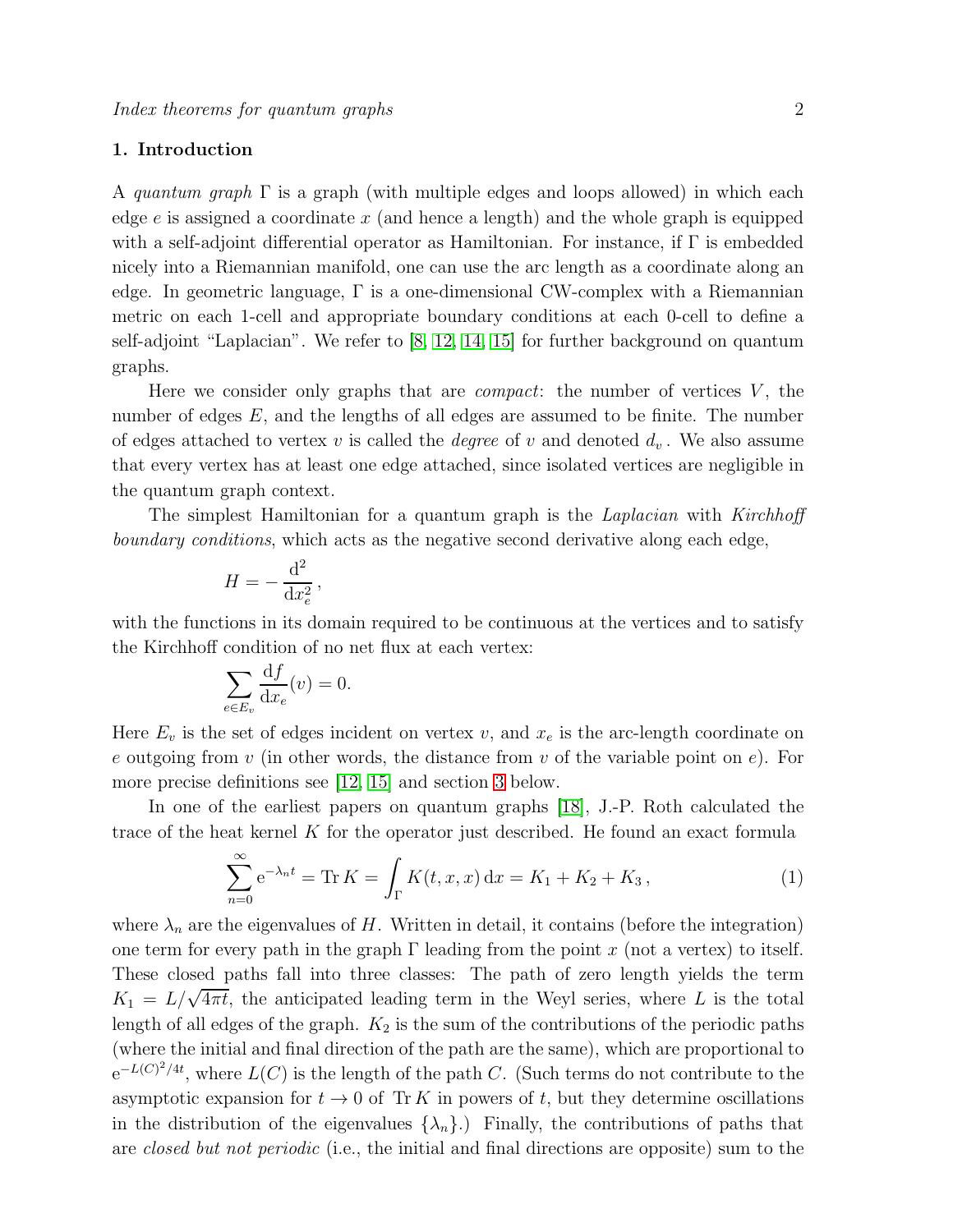## 1. Introduction

A *quantum graph* $\Gamma$ is a graph (with multiple edges and loops allowed) in which each edge $e$ is assigned a coordinate $x$ (and hence a length) and the whole graph is equipped with a self-adjoint differential operator as Hamiltonian. For instance, if $\Gamma$ is embedded nicely into a Riemannian manifold, one can use the arc length as a coordinate along an edge. In geometric language, $\Gamma$ is a one-dimensional CW-complex with a Riemannian metric on each 1-cell and appropriate boundary conditions at each 0-cell to define a self-adjoint "Laplacian". We refer to [8, 12, 14, 15] for further background on quantum graphs.

Here we consider only graphs that are *compact*: the number of vertices $V$, the number of edges $E$, and the lengths of all edges are assumed to be finite. The number of edges attached to vertex $v$ is called the *degree* of $v$ and denoted $d_v$. We also assume that every vertex has at least one edge attached, since isolated vertices are negligible in the quantum graph context.

The simplest Hamiltonian for a quantum graph is the *Laplacian* with *Kirchhoff boundary conditions*, which acts as the negative second derivative along each edge,

$$H = -\frac{\mathrm{d}^2}{\mathrm{d}x_e^2}\,,$$

with the functions in its domain required to be continuous at the vertices and to satisfy the Kirchhoff condition of no net flux at each vertex:

$$\sum_{e\in E_v} \frac{\mathrm{d}f}{\mathrm{d}x_e}(v) = 0.$$

Here $E_v$ is the set of edges incident on vertex $v$, and $x_e$ is the arc-length coordinate on $e$ outgoing from $v$ (in other words, the distance from $v$ of the variable point on $e$). For more precise definitions see [12, 15] and section 3 below.

In one of the earliest papers on quantum graphs [18], J.-P. Roth calculated the trace of the heat kernel $K$ for the operator just described. He found an exact formula

$$\sum_{n=0}^{\infty} \mathrm{e}^{-\lambda_n t} = \operatorname{Tr} K = \int_\Gamma K(t,x,x)\,\mathrm{d}x = K_1 + K_2 + K_3\,, \tag{1}$$

where $\lambda_n$ are the eigenvalues of $H$. Written in detail, it contains (before the integration) one term for every path in the graph $\Gamma$ leading from the point $x$ (not a vertex) to itself. These closed paths fall into three classes: The path of zero length yields the term $K_1 = L/\sqrt{4\pi t}$, the anticipated leading term in the Weyl series, where $L$ is the total length of all edges of the graph. $K_2$ is the sum of the contributions of the periodic paths (where the initial and final direction of the path are the same), which are proportional to $\mathrm{e}^{-L(C)^2/4t}$, where $L(C)$ is the length of the path $C$. (Such terms do not contribute to the asymptotic expansion for $t \to 0$ of $\operatorname{Tr} K$ in powers of $t$, but they determine oscillations in the distribution of the eigenvalues $\{\lambda_n\}$.) Finally, the contributions of paths that are *closed but not periodic* (i.e., the initial and final directions are opposite) sum to the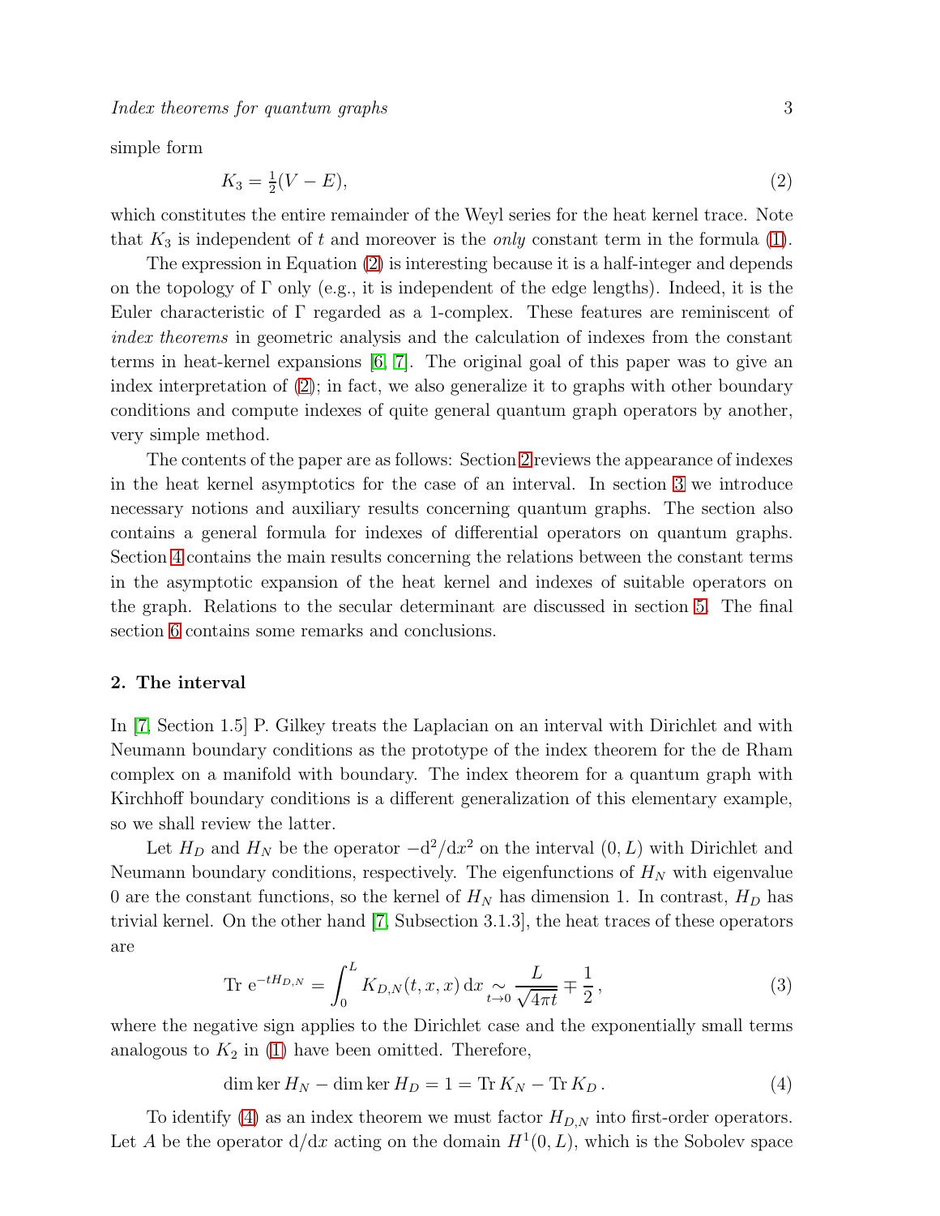simple form

$$K_3 = \tfrac{1}{2}(V - E), \tag{2}$$

which constitutes the entire remainder of the Weyl series for the heat kernel trace. Note that $K_3$ is independent of $t$ and moreover is the *only* constant term in the formula (1).

The expression in Equation (2) is interesting because it is a half-integer and depends on the topology of $\Gamma$ only (e.g., it is independent of the edge lengths). Indeed, it is the Euler characteristic of $\Gamma$ regarded as a 1-complex. These features are reminiscent of *index theorems* in geometric analysis and the calculation of indexes from the constant terms in heat-kernel expansions [6, 7]. The original goal of this paper was to give an index interpretation of (2); in fact, we also generalize it to graphs with other boundary conditions and compute indexes of quite general quantum graph operators by another, very simple method.

The contents of the paper are as follows: Section 2 reviews the appearance of indexes in the heat kernel asymptotics for the case of an interval. In section 3 we introduce necessary notions and auxiliary results concerning quantum graphs. The section also contains a general formula for indexes of differential operators on quantum graphs. Section 4 contains the main results concerning the relations between the constant terms in the asymptotic expansion of the heat kernel and indexes of suitable operators on the graph. Relations to the secular determinant are discussed in section 5. The final section 6 contains some remarks and conclusions.

## 2. The interval

In [7, Section 1.5] P. Gilkey treats the Laplacian on an interval with Dirichlet and with Neumann boundary conditions as the prototype of the index theorem for the de Rham complex on a manifold with boundary. The index theorem for a quantum graph with Kirchhoff boundary conditions is a different generalization of this elementary example, so we shall review the latter.

Let $H_D$ and $H_N$ be the operator $-\mathrm{d}^2/\mathrm{d}x^2$ on the interval $(0, L)$ with Dirichlet and Neumann boundary conditions, respectively. The eigenfunctions of $H_N$ with eigenvalue 0 are the constant functions, so the kernel of $H_N$ has dimension 1. In contrast, $H_D$ has trivial kernel. On the other hand [7, Subsection 3.1.3], the heat traces of these operators are

$$\mathrm{Tr}\ \mathrm{e}^{-tH_{D,N}} = \int_0^L K_{D,N}(t, x, x)\,\mathrm{d}x \underset{t\to 0}{\sim} \frac{L}{\sqrt{4\pi t}} \mp \frac{1}{2}\,, \tag{3}$$

where the negative sign applies to the Dirichlet case and the exponentially small terms analogous to $K_2$ in (1) have been omitted. Therefore,

$$\dim\ker H_N - \dim\ker H_D = 1 = \mathrm{Tr}\,K_N - \mathrm{Tr}\,K_D\,. \tag{4}$$

To identify (4) as an index theorem we must factor $H_{D,N}$ into first-order operators. Let $A$ be the operator $\mathrm{d}/\mathrm{d}x$ acting on the domain $H^1(0, L)$, which is the Sobolev space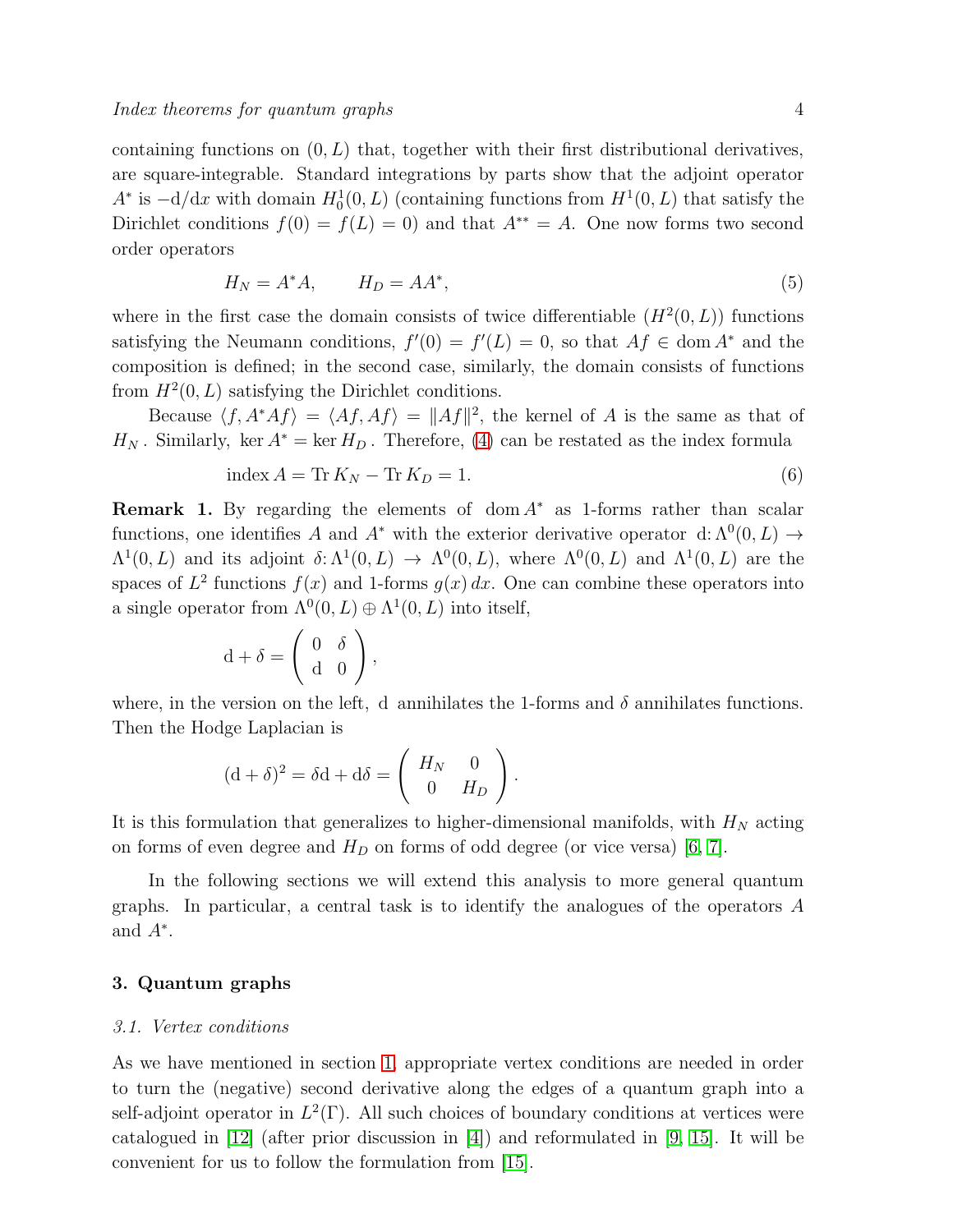containing functions on $(0, L)$ that, together with their first distributional derivatives, are square-integrable. Standard integrations by parts show that the adjoint operator $A^*$ is $-\mathrm{d}/\mathrm{d}x$ with domain $H^1_0(0, L)$ (containing functions from $H^1(0, L)$ that satisfy the Dirichlet conditions $f(0) = f(L) = 0$) and that $A^{**} = A$. One now forms two second order operators

$$H_N = A^*A, \qquad H_D = AA^*, \tag{5}$$

where in the first case the domain consists of twice differentiable ($H^2(0, L)$) functions satisfying the Neumann conditions, $f'(0) = f'(L) = 0$, so that $Af \in \operatorname{dom} A^*$ and the composition is defined; in the second case, similarly, the domain consists of functions from $H^2(0, L)$ satisfying the Dirichlet conditions.

Because $\langle f, A^*Af\rangle = \langle Af, Af\rangle = \|Af\|^2$, the kernel of $A$ is the same as that of $H_N$. Similarly, $\ker A^* = \ker H_D$. Therefore, (4) can be restated as the index formula

$$\operatorname{index} A = \operatorname{Tr} K_N - \operatorname{Tr} K_D = 1. \tag{6}$$

**Remark 1.** By regarding the elements of $\operatorname{dom} A^*$ as 1-forms rather than scalar functions, one identifies $A$ and $A^*$ with the exterior derivative operator $\mathrm{d}\colon \Lambda^0(0, L) \to \Lambda^1(0, L)$ and its adjoint $\delta\colon \Lambda^1(0, L) \to \Lambda^0(0, L)$, where $\Lambda^0(0, L)$ and $\Lambda^1(0, L)$ are the spaces of $L^2$ functions $f(x)$ and 1-forms $g(x)\,dx$. One can combine these operators into a single operator from $\Lambda^0(0, L) \oplus \Lambda^1(0, L)$ into itself,

$$\mathrm{d} + \delta = \begin{pmatrix} 0 & \delta \\ \mathrm{d} & 0 \end{pmatrix},$$

where, in the version on the left, $\mathrm{d}$ annihilates the 1-forms and $\delta$ annihilates functions. Then the Hodge Laplacian is

$$(\mathrm{d} + \delta)^2 = \delta\mathrm{d} + \mathrm{d}\delta = \begin{pmatrix} H_N & 0 \\ 0 & H_D \end{pmatrix}.$$

It is this formulation that generalizes to higher-dimensional manifolds, with $H_N$ acting on forms of even degree and $H_D$ on forms of odd degree (or vice versa) [6, 7].

In the following sections we will extend this analysis to more general quantum graphs. In particular, a central task is to identify the analogues of the operators $A$ and $A^*$.

## 3. Quantum graphs

### 3.1. Vertex conditions

As we have mentioned in section 1, appropriate vertex conditions are needed in order to turn the (negative) second derivative along the edges of a quantum graph into a self-adjoint operator in $L^2(\Gamma)$. All such choices of boundary conditions at vertices were catalogued in [12] (after prior discussion in [4]) and reformulated in [9, 15]. It will be convenient for us to follow the formulation from [15].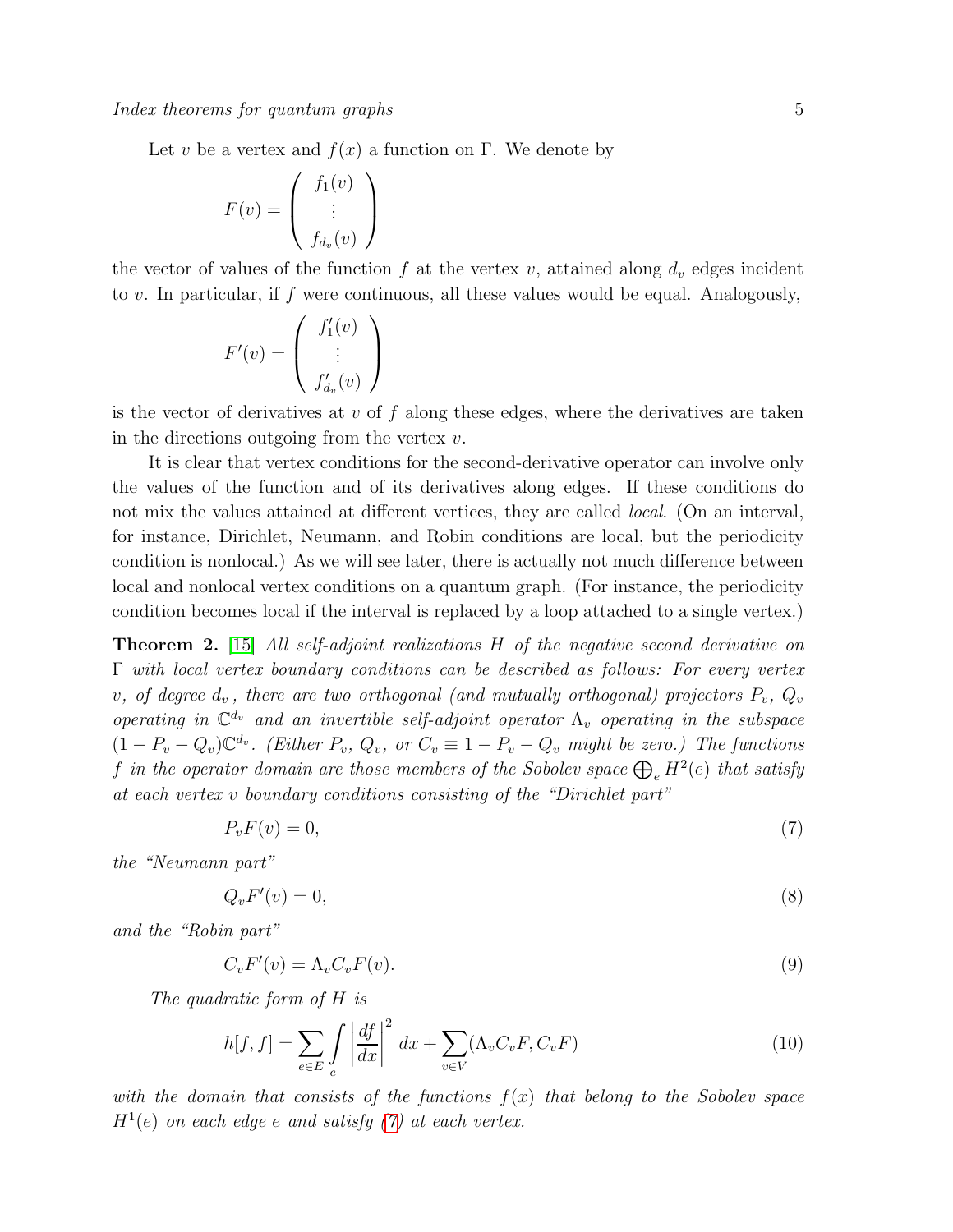Let $v$ be a vertex and $f(x)$ a function on $\Gamma$. We denote by

$$
F(v) = \begin{pmatrix} f_1(v) \\ \vdots \\ f_{d_v}(v) \end{pmatrix}
$$

the vector of values of the function $f$ at the vertex $v$, attained along $d_v$ edges incident to $v$. In particular, if $f$ were continuous, all these values would be equal. Analogously,

$$
F'(v) = \begin{pmatrix} f_1'(v) \\ \vdots \\ f_{d_v}'(v) \end{pmatrix}
$$

is the vector of derivatives at $v$ of $f$ along these edges, where the derivatives are taken in the directions outgoing from the vertex $v$.

It is clear that vertex conditions for the second-derivative operator can involve only the values of the function and of its derivatives along edges. If these conditions do not mix the values attained at different vertices, they are called *local*. (On an interval, for instance, Dirichlet, Neumann, and Robin conditions are local, but the periodicity condition is nonlocal.) As we will see later, there is actually not much difference between local and nonlocal vertex conditions on a quantum graph. (For instance, the periodicity condition becomes local if the interval is replaced by a loop attached to a single vertex.)

**Theorem 2.** [15] *All self-adjoint realizations $H$ of the negative second derivative on $\Gamma$ with local vertex boundary conditions can be described as follows: For every vertex $v$, of degree $d_v$, there are two orthogonal (and mutually orthogonal) projectors $P_v$, $Q_v$ operating in $\mathbb{C}^{d_v}$ and an invertible self-adjoint operator $\Lambda_v$ operating in the subspace $(1 - P_v - Q_v)\mathbb{C}^{d_v}$. (Either $P_v$, $Q_v$, or $C_v \equiv 1 - P_v - Q_v$ might be zero.) The functions $f$ in the operator domain are those members of the Sobolev space $\bigoplus_e H^2(e)$ that satisfy at each vertex $v$ boundary conditions consisting of the "Dirichlet part"*

$$
P_v F(v) = 0, \tag{7}
$$

*the "Neumann part"*

$$
Q_v F'(v) = 0, \tag{8}
$$

*and the "Robin part"*

$$
C_v F'(v) = \Lambda_v C_v F(v). \tag{9}
$$

*The quadratic form of $H$ is*

$$
h[f,f] = \sum_{e \in E} \int_e \left| \frac{df}{dx} \right|^2 dx + \sum_{v \in V} (\Lambda_v C_v F, C_v F) \tag{10}
$$

*with the domain that consists of the functions $f(x)$ that belong to the Sobolev space $H^1(e)$ on each edge $e$ and satisfy (7) at each vertex.*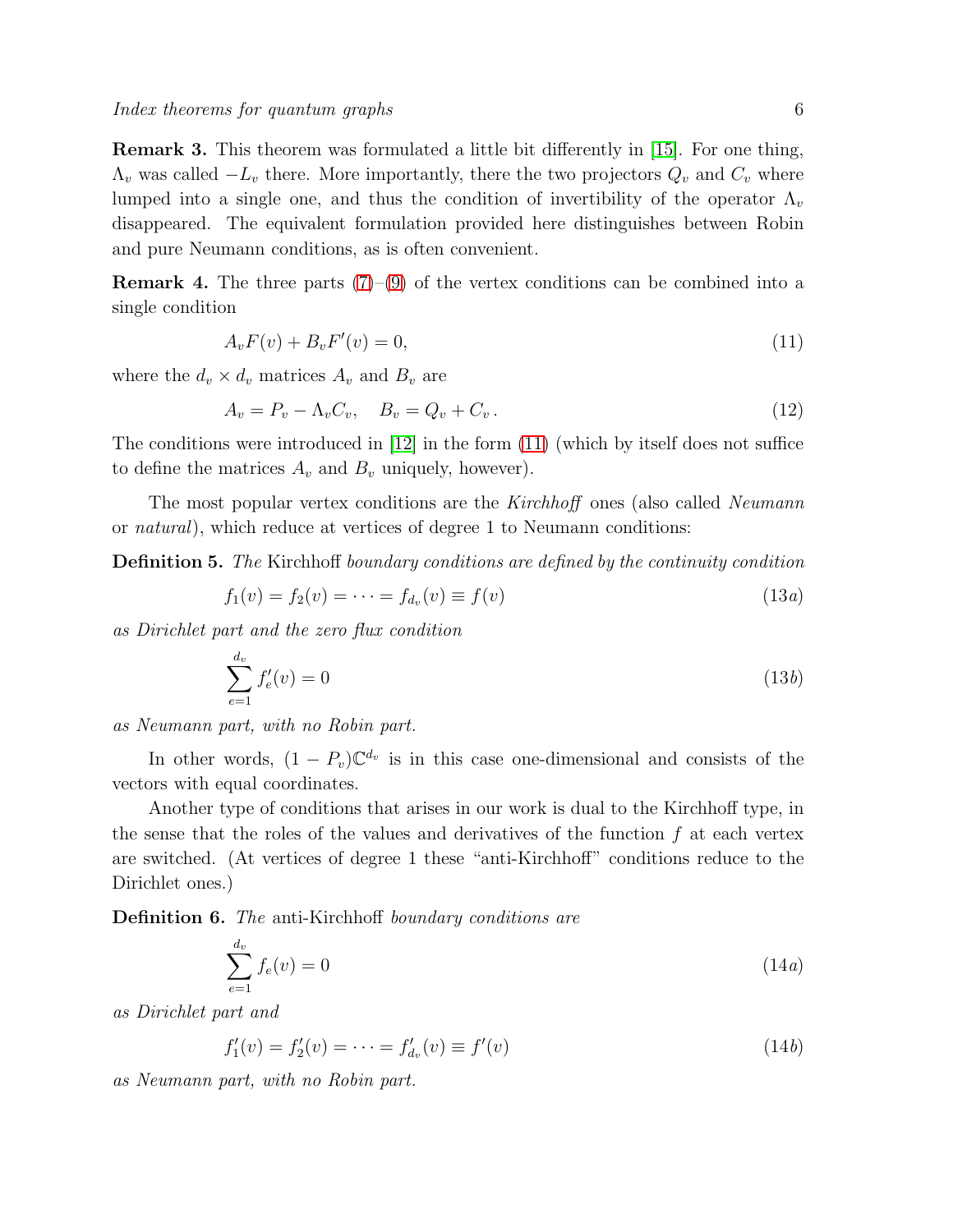**Remark 3.** This theorem was formulated a little bit differently in [15]. For one thing, $\Lambda_v$ was called $-L_v$ there. More importantly, there the two projectors $Q_v$ and $C_v$ where lumped into a single one, and thus the condition of invertibility of the operator $\Lambda_v$ disappeared. The equivalent formulation provided here distinguishes between Robin and pure Neumann conditions, as is often convenient.

**Remark 4.** The three parts (7)–(9) of the vertex conditions can be combined into a single condition

$$A_v F(v) + B_v F'(v) = 0, \tag{11}$$

where the $d_v \times d_v$ matrices $A_v$ and $B_v$ are

$$A_v = P_v - \Lambda_v C_v, \quad B_v = Q_v + C_v\,. \tag{12}$$

The conditions were introduced in [12] in the form (11) (which by itself does not suffice to define the matrices $A_v$ and $B_v$ uniquely, however).

The most popular vertex conditions are the *Kirchhoff* ones (also called *Neumann* or *natural*), which reduce at vertices of degree 1 to Neumann conditions:

**Definition 5.** *The* Kirchhoff *boundary conditions are defined by the continuity condition*

$$f_1(v) = f_2(v) = \cdots = f_{d_v}(v) \equiv f(v) \tag{13a}$$

*as Dirichlet part and the zero flux condition*

$$\sum_{e=1}^{d_v} f'_e(v) = 0 \tag{13b}$$

*as Neumann part, with no Robin part.*

In other words, $(1 - P_v)\mathbb{C}^{d_v}$ is in this case one-dimensional and consists of the vectors with equal coordinates.

Another type of conditions that arises in our work is dual to the Kirchhoff type, in the sense that the roles of the values and derivatives of the function $f$ at each vertex are switched. (At vertices of degree 1 these "anti-Kirchhoff" conditions reduce to the Dirichlet ones.)

**Definition 6.** *The* anti-Kirchhoff *boundary conditions are*

$$\sum_{e=1}^{d_v} f_e(v) = 0 \tag{14a}$$

*as Dirichlet part and*

$$f'_1(v) = f'_2(v) = \cdots = f'_{d_v}(v) \equiv f'(v) \tag{14b}$$

*as Neumann part, with no Robin part.*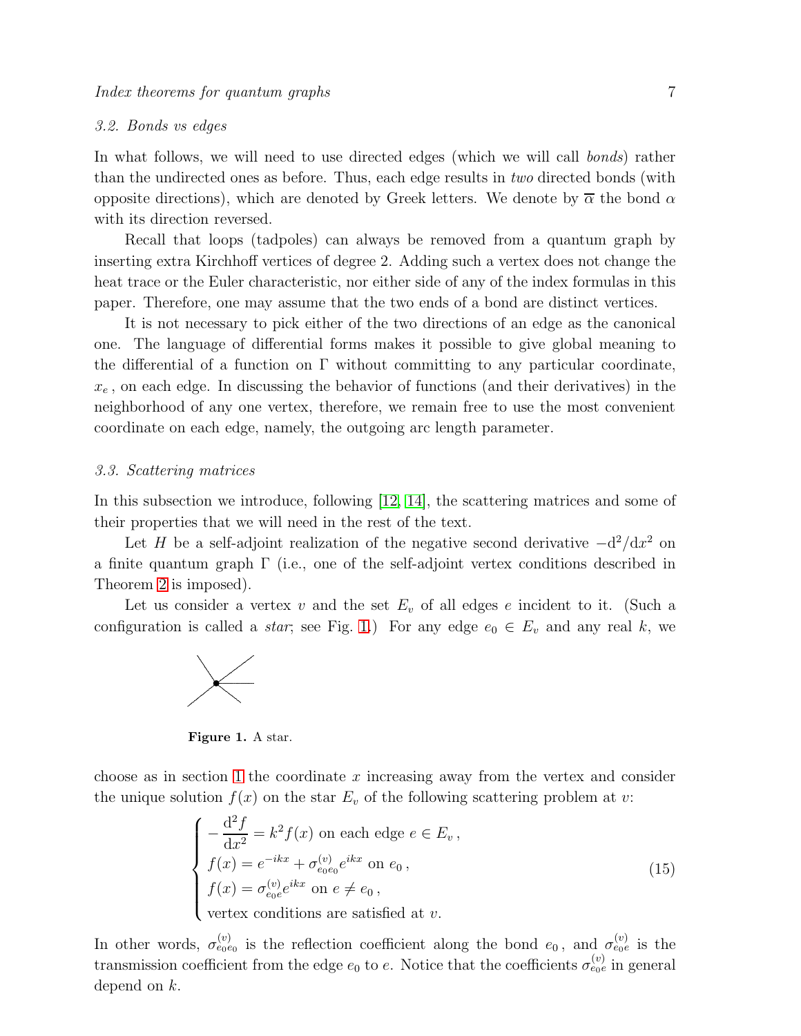### 3.2. Bonds vs edges

In what follows, we will need to use directed edges (which we will call *bonds*) rather than the undirected ones as before. Thus, each edge results in *two* directed bonds (with opposite directions), which are denoted by Greek letters. We denote by $\overline{\alpha}$ the bond $\alpha$ with its direction reversed.

Recall that loops (tadpoles) can always be removed from a quantum graph by inserting extra Kirchhoff vertices of degree 2. Adding such a vertex does not change the heat trace or the Euler characteristic, nor either side of any of the index formulas in this paper. Therefore, one may assume that the two ends of a bond are distinct vertices.

It is not necessary to pick either of the two directions of an edge as the canonical one. The language of differential forms makes it possible to give global meaning to the differential of a function on $\Gamma$ without committing to any particular coordinate, $x_e$, on each edge. In discussing the behavior of functions (and their derivatives) in the neighborhood of any one vertex, therefore, we remain free to use the most convenient coordinate on each edge, namely, the outgoing arc length parameter.

### 3.3. Scattering matrices

In this subsection we introduce, following [12, 14], the scattering matrices and some of their properties that we will need in the rest of the text.

Let $H$ be a self-adjoint realization of the negative second derivative $-\mathrm{d}^2/\mathrm{d}x^2$ on a finite quantum graph $\Gamma$ (i.e., one of the self-adjoint vertex conditions described in Theorem 2 is imposed).

Let us consider a vertex $v$ and the set $E_v$ of all edges $e$ incident to it. (Such a configuration is called a *star*; see Fig. 1.) For any edge $e_0 \in E_v$ and any real $k$, we

**Figure 1.** A star.

choose as in section 1 the coordinate $x$ increasing away from the vertex and consider the unique solution $f(x)$ on the star $E_v$ of the following scattering problem at $v$:

$$
\begin{cases}
-\dfrac{\mathrm{d}^2 f}{\mathrm{d}x^2} = k^2 f(x) \text{ on each edge } e \in E_v\,, \\
f(x) = e^{-ikx} + \sigma^{(v)}_{e_0 e_0} e^{ikx} \text{ on } e_0\,, \\
f(x) = \sigma^{(v)}_{e_0 e} e^{ikx} \text{ on } e \neq e_0\,, \\
\text{vertex conditions are satisfied at } v.
\end{cases}
\tag{15}
$$

In other words, $\sigma^{(v)}_{e_0 e_0}$ is the reflection coefficient along the bond $e_0$, and $\sigma^{(v)}_{e_0 e}$ is the transmission coefficient from the edge $e_0$ to $e$. Notice that the coefficients $\sigma^{(v)}_{e_0 e}$ in general depend on $k$.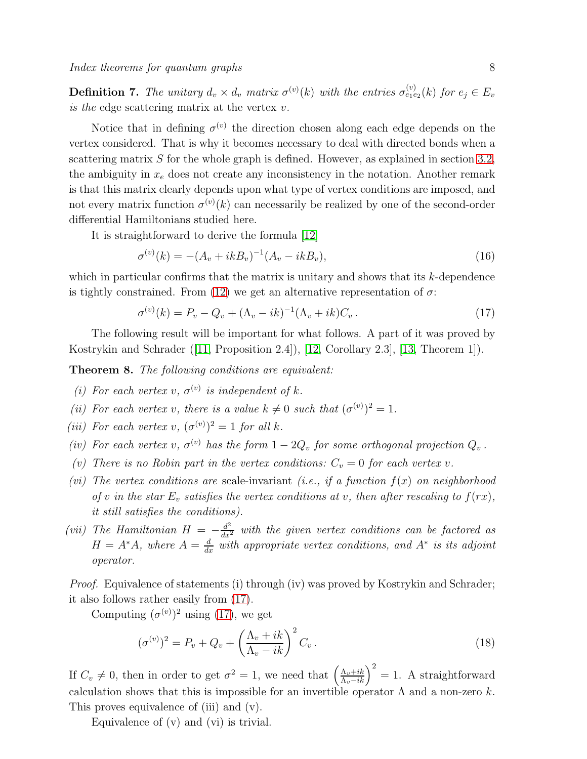**Definition 7.** *The unitary $d_v \times d_v$ matrix $\sigma^{(v)}(k)$ with the entries $\sigma^{(v)}_{e_1 e_2}(k)$ for $e_j \in E_v$ is the* edge scattering matrix *at the vertex $v$.*

Notice that in defining $\sigma^{(v)}$ the direction chosen along each edge depends on the vertex considered. That is why it becomes necessary to deal with directed bonds when a scattering matrix $S$ for the whole graph is defined. However, as explained in section 3.2, the ambiguity in $x_e$ does not create any inconsistency in the notation. Another remark is that this matrix clearly depends upon what type of vertex conditions are imposed, and not every matrix function $\sigma^{(v)}(k)$ can necessarily be realized by one of the second-order differential Hamiltonians studied here.

It is straightforward to derive the formula [12]

$$\sigma^{(v)}(k) = -(A_v + ikB_v)^{-1}(A_v - ikB_v), \tag{16}$$

which in particular confirms that the matrix is unitary and shows that its $k$-dependence is tightly constrained. From (12) we get an alternative representation of $\sigma$:

$$\sigma^{(v)}(k) = P_v - Q_v + (\Lambda_v - ik)^{-1}(\Lambda_v + ik)C_v\,. \tag{17}$$

The following result will be important for what follows. A part of it was proved by Kostrykin and Schrader ([11, Proposition 2.4]), [12, Corollary 2.3], [13, Theorem 1]).

**Theorem 8.** *The following conditions are equivalent:*

*(i) For each vertex $v$, $\sigma^{(v)}$ is independent of $k$.*

*(ii) For each vertex $v$, there is a value $k \neq 0$ such that $(\sigma^{(v)})^2 = 1$.*

*(iii) For each vertex $v$, $(\sigma^{(v)})^2 = 1$ for all $k$.*

*(iv) For each vertex $v$, $\sigma^{(v)}$ has the form $1 - 2Q_v$ for some orthogonal projection $Q_v$.*

*(v) There is no Robin part in the vertex conditions: $C_v = 0$ for each vertex $v$.*

*(vi) The vertex conditions are* scale-invariant *(i.e., if a function $f(x)$ on neighborhood of $v$ in the star $E_v$ satisfies the vertex conditions at $v$, then after rescaling to $f(rx)$, it still satisfies the conditions).*

*(vii) The Hamiltonian $H = -\frac{d^2}{dx^2}$ with the given vertex conditions can be factored as $H = A^*A$, where $A = \frac{d}{dx}$ with appropriate vertex conditions, and $A^*$ is its adjoint operator.*

*Proof.* Equivalence of statements (i) through (iv) was proved by Kostrykin and Schrader; it also follows rather easily from (17).

Computing $(\sigma^{(v)})^2$ using (17), we get

$$(\sigma^{(v)})^2 = P_v + Q_v + \left(\frac{\Lambda_v + ik}{\Lambda_v - ik}\right)^2 C_v\,. \tag{18}$$

If $C_v \neq 0$, then in order to get $\sigma^2 = 1$, we need that $\left(\frac{\Lambda_v + ik}{\Lambda_v - ik}\right)^2 = 1$. A straightforward calculation shows that this is impossible for an invertible operator $\Lambda$ and a non-zero $k$. This proves equivalence of (iii) and (v).

Equivalence of (v) and (vi) is trivial.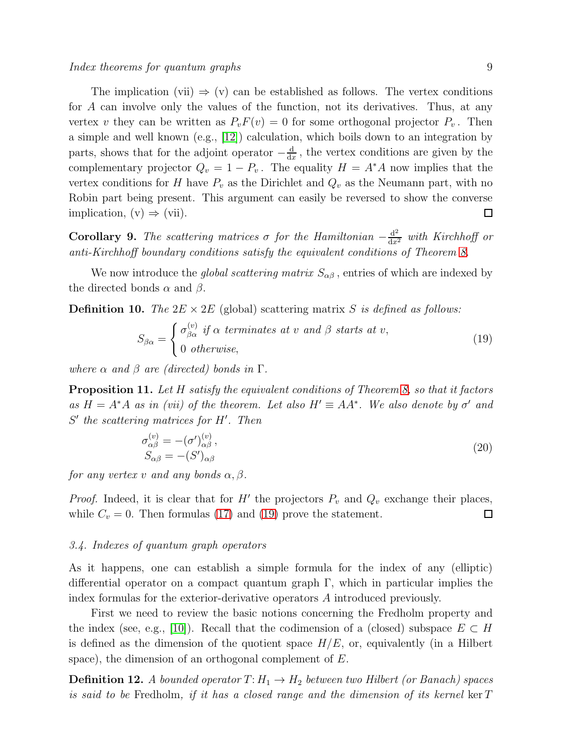The implication (vii) ⇒ (v) can be established as follows. The vertex conditions for $A$ can involve only the values of the function, not its derivatives. Thus, at any vertex $v$ they can be written as $P_v F(v) = 0$ for some orthogonal projector $P_v$. Then a simple and well known (e.g., [12]) calculation, which boils down to an integration by parts, shows that for the adjoint operator $-\frac{\mathrm{d}}{\mathrm{d}x}$, the vertex conditions are given by the complementary projector $Q_v = 1 - P_v$. The equality $H = A^*A$ now implies that the vertex conditions for $H$ have $P_v$ as the Dirichlet and $Q_v$ as the Neumann part, with no Robin part being present. This argument can easily be reversed to show the converse implication, (v) ⇒ (vii). □

**Corollary 9.** *The scattering matrices $\sigma$ for the Hamiltonian $-\frac{\mathrm{d}^2}{\mathrm{d}x^2}$ with Kirchhoff or anti-Kirchhoff boundary conditions satisfy the equivalent conditions of Theorem 8.*

We now introduce the *global scattering matrix* $S_{\alpha\beta}$, entries of which are indexed by the directed bonds $\alpha$ and $\beta$.

**Definition 10.** *The $2E \times 2E$ (global) scattering matrix $S$ is defined as follows:*

$$S_{\beta\alpha} = \begin{cases} \sigma^{(v)}_{\beta\alpha} \text{ if } \alpha \text{ terminates at } v \text{ and } \beta \text{ starts at } v, \\ 0 \text{ otherwise,} \end{cases} \tag{19}$$

*where $\alpha$ and $\beta$ are (directed) bonds in $\Gamma$.*

**Proposition 11.** *Let $H$ satisfy the equivalent conditions of Theorem 8, so that it factors as $H = A^*A$ as in (vii) of the theorem. Let also $H' \equiv AA^*$. We also denote by $\sigma'$ and $S'$ the scattering matrices for $H'$. Then*

$$\begin{aligned} \sigma^{(v)}_{\alpha\beta} &= -(\sigma')^{(v)}_{\alpha\beta}, \\ S_{\alpha\beta} &= -(S')_{\alpha\beta} \end{aligned} \tag{20}$$

*for any vertex $v$ and any bonds $\alpha, \beta$.*

*Proof.* Indeed, it is clear that for $H'$ the projectors $P_v$ and $Q_v$ exchange their places, while $C_v = 0$. Then formulas (17) and (19) prove the statement. □

### 3.4. Indexes of quantum graph operators

As it happens, one can establish a simple formula for the index of any (elliptic) differential operator on a compact quantum graph $\Gamma$, which in particular implies the index formulas for the exterior-derivative operators $A$ introduced previously.

First we need to review the basic notions concerning the Fredholm property and the index (see, e.g., [10]). Recall that the codimension of a (closed) subspace $E \subset H$ is defined as the dimension of the quotient space $H/E$, or, equivalently (in a Hilbert space), the dimension of an orthogonal complement of $E$.

**Definition 12.** *A bounded operator $T \colon H_1 \to H_2$ between two Hilbert (or Banach) spaces is said to be* Fredholm, *if it has a closed range and the dimension of its kernel* $\ker T$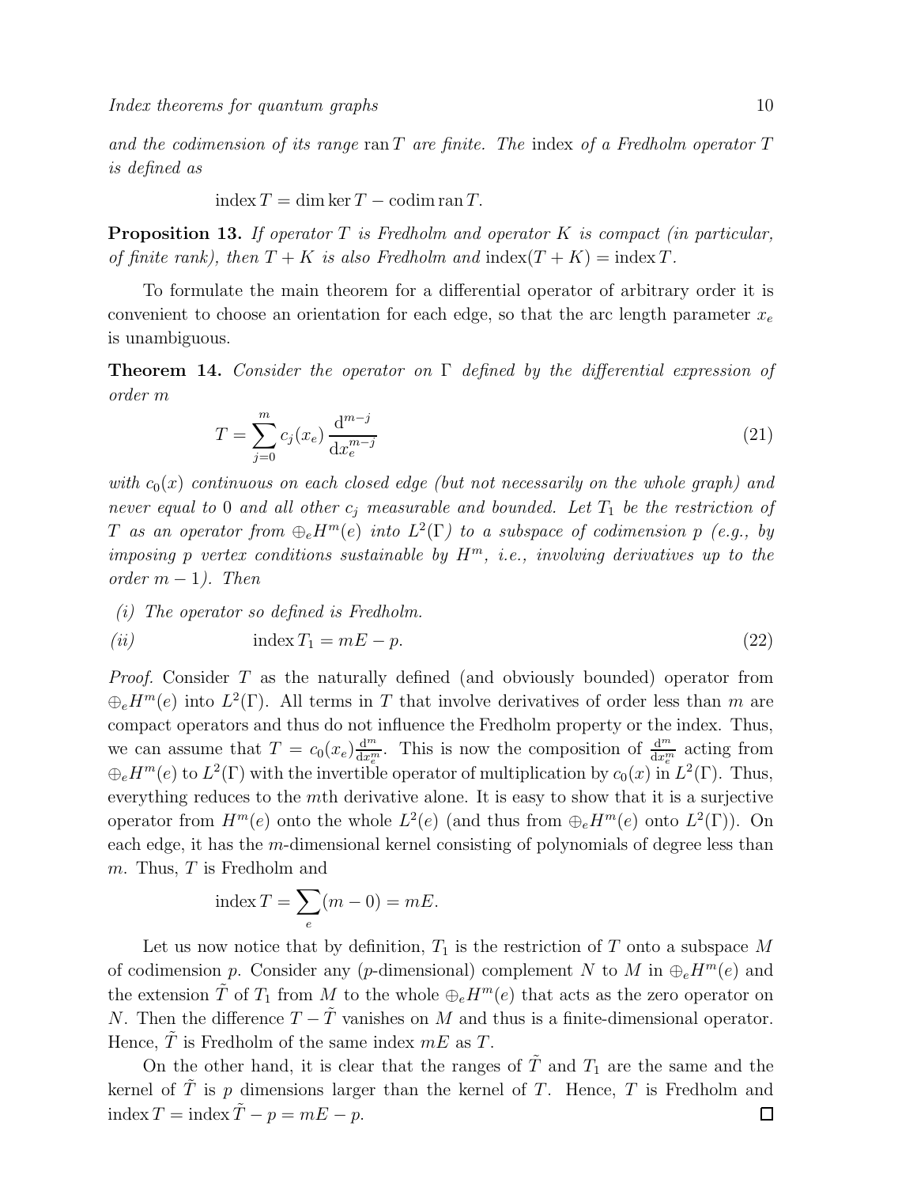*and the codimension of its range* $\operatorname{ran} T$ *are finite. The* index *of a Fredholm operator* $T$ *is defined as*

$$\operatorname{index} T = \dim \ker T - \operatorname{codim} \operatorname{ran} T.$$

**Proposition 13.** *If operator* $T$ *is Fredholm and operator* $K$ *is compact (in particular, of finite rank), then* $T + K$ *is also Fredholm and* $\operatorname{index}(T + K) = \operatorname{index} T$.

To formulate the main theorem for a differential operator of arbitrary order it is convenient to choose an orientation for each edge, so that the arc length parameter $x_e$ is unambiguous.

**Theorem 14.** *Consider the operator on* $\Gamma$ *defined by the differential expression of order* $m$

$$T = \sum_{j=0}^{m} c_j(x_e) \frac{\mathrm{d}^{m-j}}{\mathrm{d}x_e^{m-j}} \tag{21}$$

*with* $c_0(x)$ *continuous on each closed edge (but not necessarily on the whole graph) and never equal to* 0 *and all other* $c_j$ *measurable and bounded. Let* $T_1$ *be the restriction of* $T$ *as an operator from* $\oplus_e H^m(e)$ *into* $L^2(\Gamma)$ *to a subspace of codimension* $p$ *(e.g., by imposing* $p$ *vertex conditions sustainable by* $H^m$*, i.e., involving derivatives up to the order* $m - 1$*). Then*

*(i) The operator so defined is Fredholm.*

*(ii)*
$$\operatorname{index} T_1 = mE - p. \tag{22}$$

*Proof.* Consider $T$ as the naturally defined (and obviously bounded) operator from $\oplus_e H^m(e)$ into $L^2(\Gamma)$. All terms in $T$ that involve derivatives of order less than $m$ are compact operators and thus do not influence the Fredholm property or the index. Thus, we can assume that $T = c_0(x_e) \frac{\mathrm{d}^m}{\mathrm{d}x_e^m}$. This is now the composition of $\frac{\mathrm{d}^m}{\mathrm{d}x_e^m}$ acting from $\oplus_e H^m(e)$ to $L^2(\Gamma)$ with the invertible operator of multiplication by $c_0(x)$ in $L^2(\Gamma)$. Thus, everything reduces to the $m$th derivative alone. It is easy to show that it is a surjective operator from $H^m(e)$ onto the whole $L^2(e)$ (and thus from $\oplus_e H^m(e)$ onto $L^2(\Gamma)$). On each edge, it has the $m$-dimensional kernel consisting of polynomials of degree less than $m$. Thus, $T$ is Fredholm and

$$\operatorname{index} T = \sum_e (m - 0) = mE.$$

Let us now notice that by definition, $T_1$ is the restriction of $T$ onto a subspace $M$ of codimension $p$. Consider any ($p$-dimensional) complement $N$ to $M$ in $\oplus_e H^m(e)$ and the extension $\tilde{T}$ of $T_1$ from $M$ to the whole $\oplus_e H^m(e)$ that acts as the zero operator on $N$. Then the difference $T - \tilde{T}$ vanishes on $M$ and thus is a finite-dimensional operator. Hence, $\tilde{T}$ is Fredholm of the same index $mE$ as $T$.

On the other hand, it is clear that the ranges of $\tilde{T}$ and $T_1$ are the same and the kernel of $\tilde{T}$ is $p$ dimensions larger than the kernel of $T$. Hence, $T$ is Fredholm and $\operatorname{index} T = \operatorname{index} \tilde{T} - p = mE - p$. $\square$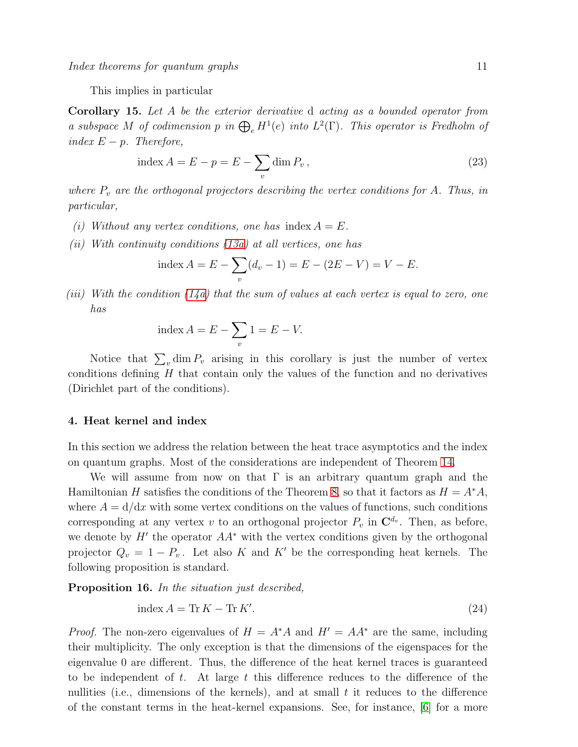This implies in particular

**Corollary 15.** *Let $A$ be the exterior derivative $\mathrm{d}$ acting as a bounded operator from a subspace $M$ of codimension $p$ in $\bigoplus_e H^1(e)$ into $L^2(\Gamma)$. This operator is Fredholm of index $E - p$. Therefore,*

$$\operatorname{index} A = E - p = E - \sum_v \dim P_v \,, \tag{23}$$

*where $P_v$ are the orthogonal projectors describing the vertex conditions for $A$. Thus, in particular,*

*(i) Without any vertex conditions, one has $\operatorname{index} A = E$.*

*(ii) With continuity conditions (13a) at all vertices, one has*

$$\operatorname{index} A = E - \sum_v (d_v - 1) = E - (2E - V) = V - E.$$

*(iii) With the condition (14a) that the sum of values at each vertex is equal to zero, one has*

$$\operatorname{index} A = E - \sum_v 1 = E - V.$$

Notice that $\sum_v \dim P_v$ arising in this corollary is just the number of vertex conditions defining $H$ that contain only the values of the function and no derivatives (Dirichlet part of the conditions).

## 4. Heat kernel and index

In this section we address the relation between the heat trace asymptotics and the index on quantum graphs. Most of the considerations are independent of Theorem 14.

We will assume from now on that $\Gamma$ is an arbitrary quantum graph and the Hamiltonian $H$ satisfies the conditions of the Theorem 8, so that it factors as $H = A^*A$, where $A = \mathrm{d}/\mathrm{d}x$ with some vertex conditions on the values of functions, such conditions corresponding at any vertex $v$ to an orthogonal projector $P_v$ in $\mathbf{C}^{d_v}$. Then, as before, we denote by $H'$ the operator $AA^*$ with the vertex conditions given by the orthogonal projector $Q_v = 1 - P_v$. Let also $K$ and $K'$ be the corresponding heat kernels. The following proposition is standard.

**Proposition 16.** *In the situation just described,*

$$\operatorname{index} A = \operatorname{Tr} K - \operatorname{Tr} K'. \tag{24}$$

*Proof.* The non-zero eigenvalues of $H = A^*A$ and $H' = AA^*$ are the same, including their multiplicity. The only exception is that the dimensions of the eigenspaces for the eigenvalue 0 are different. Thus, the difference of the heat kernel traces is guaranteed to be independent of $t$. At large $t$ this difference reduces to the difference of the nullities (i.e., dimensions of the kernels), and at small $t$ it reduces to the difference of the constant terms in the heat-kernel expansions. See, for instance, [6] for a more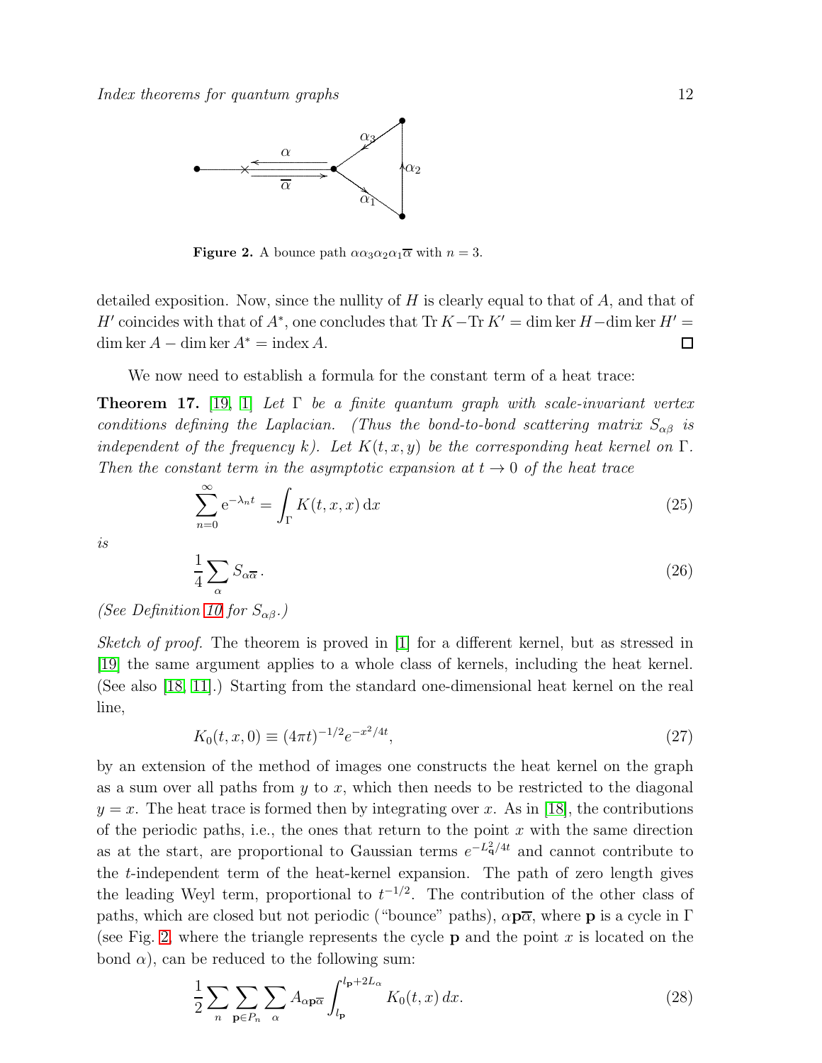**Figure 2.** A bounce path $\alpha\alpha_3\alpha_2\alpha_1\overline{\alpha}$ with $n = 3$.

detailed exposition. Now, since the nullity of $H$ is clearly equal to that of $A$, and that of $H'$ coincides with that of $A^*$, one concludes that $\operatorname{Tr} K - \operatorname{Tr} K' = \dim\ker H - \dim\ker H' = \dim\ker A - \dim\ker A^* = \operatorname{index} A$. □

We now need to establish a formula for the constant term of a heat trace:

**Theorem 17.** [19, 1] *Let $\Gamma$ be a finite quantum graph with scale-invariant vertex conditions defining the Laplacian. (Thus the bond-to-bond scattering matrix $S_{\alpha\beta}$ is independent of the frequency $k$). Let $K(t,x,y)$ be the corresponding heat kernel on $\Gamma$. Then the constant term in the asymptotic expansion at $t \to 0$ of the heat trace*

$$\sum_{n=0}^{\infty} \mathrm{e}^{-\lambda_n t} = \int_{\Gamma} K(t,x,x)\,\mathrm{d}x \tag{25}$$

*is*

$$\frac{1}{4}\sum_{\alpha} S_{\alpha\overline{\alpha}}\,. \tag{26}$$

*(See Definition 10 for $S_{\alpha\beta}$.)*

*Sketch of proof.* The theorem is proved in [1] for a different kernel, but as stressed in [19] the same argument applies to a whole class of kernels, including the heat kernel. (See also [18, 11].) Starting from the standard one-dimensional heat kernel on the real line,

$$K_0(t,x,0) \equiv (4\pi t)^{-1/2} e^{-x^2/4t}, \tag{27}$$

by an extension of the method of images one constructs the heat kernel on the graph as a sum over all paths from $y$ to $x$, which then needs to be restricted to the diagonal $y = x$. The heat trace is formed then by integrating over $x$. As in [18], the contributions of the periodic paths, i.e., the ones that return to the point $x$ with the same direction as at the start, are proportional to Gaussian terms $e^{-L_{\mathbf{q}}^2/4t}$ and cannot contribute to the $t$-independent term of the heat-kernel expansion. The path of zero length gives the leading Weyl term, proportional to $t^{-1/2}$. The contribution of the other class of paths, which are closed but not periodic ("bounce" paths), $\alpha\mathbf{p}\overline{\alpha}$, where $\mathbf{p}$ is a cycle in $\Gamma$ (see Fig. 2, where the triangle represents the cycle $\mathbf{p}$ and the point $x$ is located on the bond $\alpha$), can be reduced to the following sum:

$$\frac{1}{2}\sum_{n}\sum_{\mathbf{p}\in P_n}\sum_{\alpha} A_{\alpha\mathbf{p}\overline{\alpha}} \int_{l_{\mathbf{p}}}^{l_{\mathbf{p}}+2L_{\alpha}} K_0(t,x)\,dx. \tag{28}$$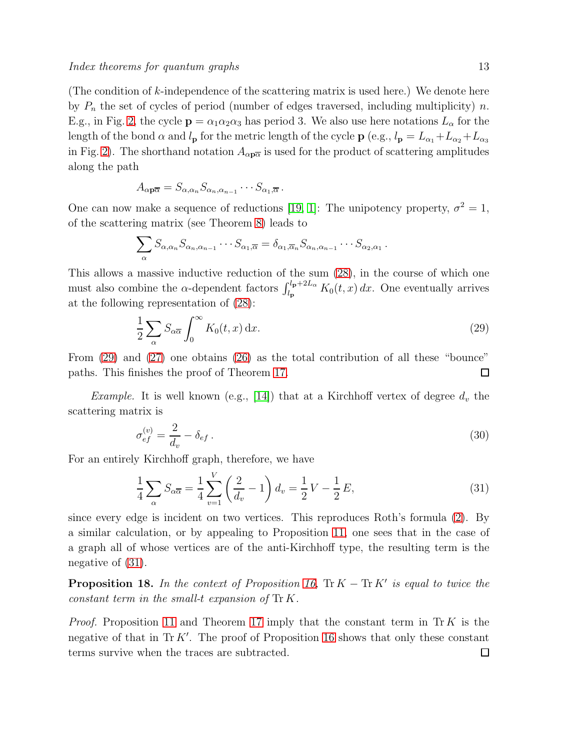(The condition of $k$-independence of the scattering matrix is used here.) We denote here by $P_n$ the set of cycles of period (number of edges traversed, including multiplicity) $n$. E.g., in Fig. 2, the cycle $\mathbf{p} = \alpha_1\alpha_2\alpha_3$ has period 3. We also use here notations $L_\alpha$ for the length of the bond $\alpha$ and $l_\mathbf{p}$ for the metric length of the cycle $\mathbf{p}$ (e.g., $l_\mathbf{p} = L_{\alpha_1} + L_{\alpha_2} + L_{\alpha_3}$ in Fig. 2). The shorthand notation $A_{\alpha\mathbf{p}\overline{\alpha}}$ is used for the product of scattering amplitudes along the path

$$A_{\alpha\mathbf{p}\overline{\alpha}} = S_{\alpha,\alpha_n} S_{\alpha_n,\alpha_{n-1}} \cdots S_{\alpha_1,\overline{\alpha}} \,.$$

One can now make a sequence of reductions [19, 1]: The unipotency property, $\sigma^2 = 1$, of the scattering matrix (see Theorem 8) leads to

$$\sum_\alpha S_{\alpha,\alpha_n} S_{\alpha_n,\alpha_{n-1}} \cdots S_{\alpha_1,\overline{\alpha}} = \delta_{\alpha_1,\overline{\alpha}_n} S_{\alpha_n,\alpha_{n-1}} \cdots S_{\alpha_2,\alpha_1} \,.$$

This allows a massive inductive reduction of the sum (28), in the course of which one must also combine the $\alpha$-dependent factors $\int_{l_\mathbf{p}}^{l_\mathbf{p}+2L_\alpha} K_0(t,x)\,dx$. One eventually arrives at the following representation of (28):

$$\frac{1}{2} \sum_\alpha S_{\alpha\overline{\alpha}} \int_0^\infty K_0(t,x)\,\mathrm{d}x. \tag{29}$$

From (29) and (27) one obtains (26) as the total contribution of all these "bounce" paths. This finishes the proof of Theorem 17. □

*Example.* It is well known (e.g., [14]) that at a Kirchhoff vertex of degree $d_v$ the scattering matrix is

$$\sigma^{(v)}_{ef} = \frac{2}{d_v} - \delta_{ef} \,. \tag{30}$$

For an entirely Kirchhoff graph, therefore, we have

$$\frac{1}{4} \sum_\alpha S_{\alpha\overline{\alpha}} = \frac{1}{4} \sum_{v=1}^{V} \left( \frac{2}{d_v} - 1 \right) d_v = \frac{1}{2} V - \frac{1}{2} E, \tag{31}$$

since every edge is incident on two vertices. This reproduces Roth's formula (2). By a similar calculation, or by appealing to Proposition 11, one sees that in the case of a graph all of whose vertices are of the anti-Kirchhoff type, the resulting term is the negative of (31).

**Proposition 18.** *In the context of Proposition 16,* $\operatorname{Tr} K - \operatorname{Tr} K'$ *is equal to twice the constant term in the small-$t$ expansion of* $\operatorname{Tr} K$*.*

*Proof.* Proposition 11 and Theorem 17 imply that the constant term in $\operatorname{Tr} K$ is the negative of that in $\operatorname{Tr} K'$. The proof of Proposition 16 shows that only these constant terms survive when the traces are subtracted. □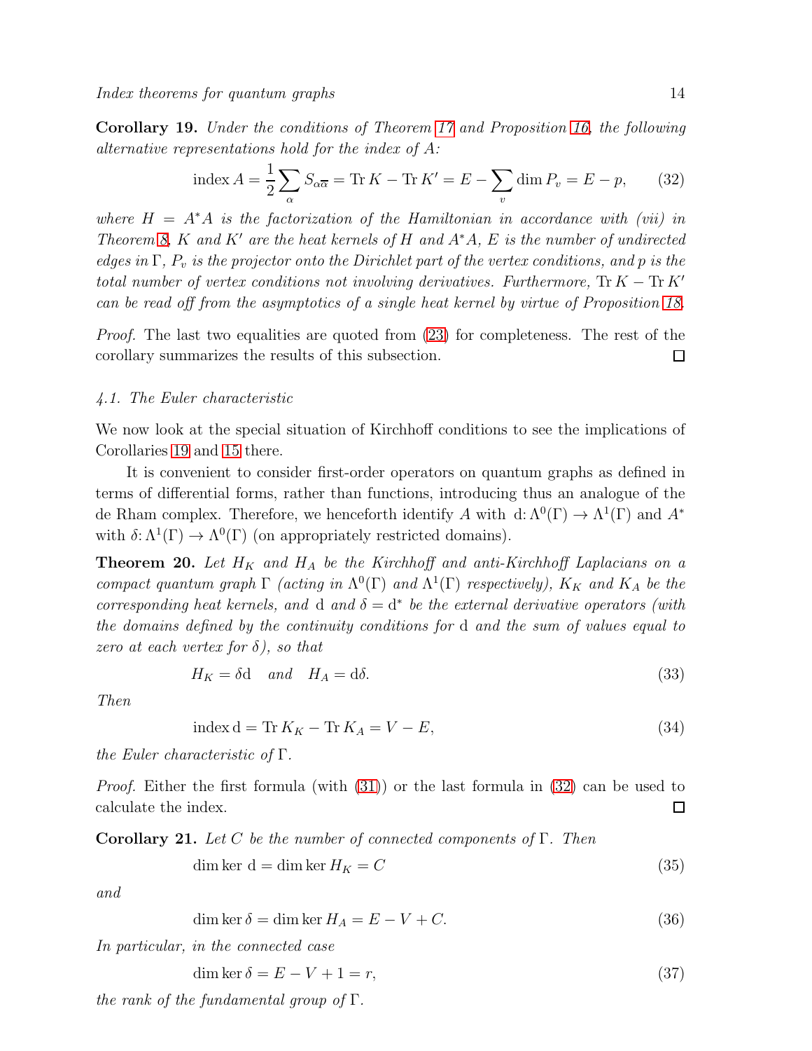**Corollary 19.** *Under the conditions of Theorem 17 and Proposition 16, the following alternative representations hold for the index of $A$:*

$$\operatorname{index} A = \frac{1}{2}\sum_{\alpha} S_{\alpha\overline{\alpha}} = \operatorname{Tr} K - \operatorname{Tr} K' = E - \sum_{v} \dim P_v = E - p, \qquad (32)$$

*where $H = A^*A$ is the factorization of the Hamiltonian in accordance with (vii) in Theorem 8, $K$ and $K'$ are the heat kernels of $H$ and $A^*A$, $E$ is the number of undirected edges in $\Gamma$, $P_v$ is the projector onto the Dirichlet part of the vertex conditions, and $p$ is the total number of vertex conditions not involving derivatives. Furthermore, $\operatorname{Tr} K - \operatorname{Tr} K'$ can be read off from the asymptotics of a single heat kernel by virtue of Proposition 18.*

*Proof.* The last two equalities are quoted from (23) for completeness. The rest of the corollary summarizes the results of this subsection. □

*4.1. The Euler characteristic*

We now look at the special situation of Kirchhoff conditions to see the implications of Corollaries 19 and 15 there.

It is convenient to consider first-order operators on quantum graphs as defined in terms of differential forms, rather than functions, introducing thus an analogue of the de Rham complex. Therefore, we henceforth identify $A$ with $\mathrm{d}\colon \Lambda^0(\Gamma) \to \Lambda^1(\Gamma)$ and $A^*$ with $\delta\colon \Lambda^1(\Gamma) \to \Lambda^0(\Gamma)$ (on appropriately restricted domains).

**Theorem 20.** *Let $H_K$ and $H_A$ be the Kirchhoff and anti-Kirchhoff Laplacians on a compact quantum graph $\Gamma$ (acting in $\Lambda^0(\Gamma)$ and $\Lambda^1(\Gamma)$ respectively), $K_K$ and $K_A$ be the corresponding heat kernels, and $\mathrm{d}$ and $\delta = \mathrm{d}^*$ be the external derivative operators (with the domains defined by the continuity conditions for $\mathrm{d}$ and the sum of values equal to zero at each vertex for $\delta$), so that*

$$H_K = \delta\mathrm{d} \quad \textit{and} \quad H_A = \mathrm{d}\delta. \qquad (33)$$

*Then*

$$\operatorname{index} \mathrm{d} = \operatorname{Tr} K_K - \operatorname{Tr} K_A = V - E, \qquad (34)$$

*the Euler characteristic of $\Gamma$.*

*Proof.* Either the first formula (with (31)) or the last formula in (32) can be used to calculate the index. □

**Corollary 21.** *Let $C$ be the number of connected components of $\Gamma$. Then*

$$\dim\ker \mathrm{d} = \dim\ker H_K = C \qquad (35)$$

*and*

$$\dim\ker \delta = \dim\ker H_A = E - V + C. \qquad (36)$$

*In particular, in the connected case*

$$\dim\ker \delta = E - V + 1 = r, \qquad (37)$$

*the rank of the fundamental group of $\Gamma$.*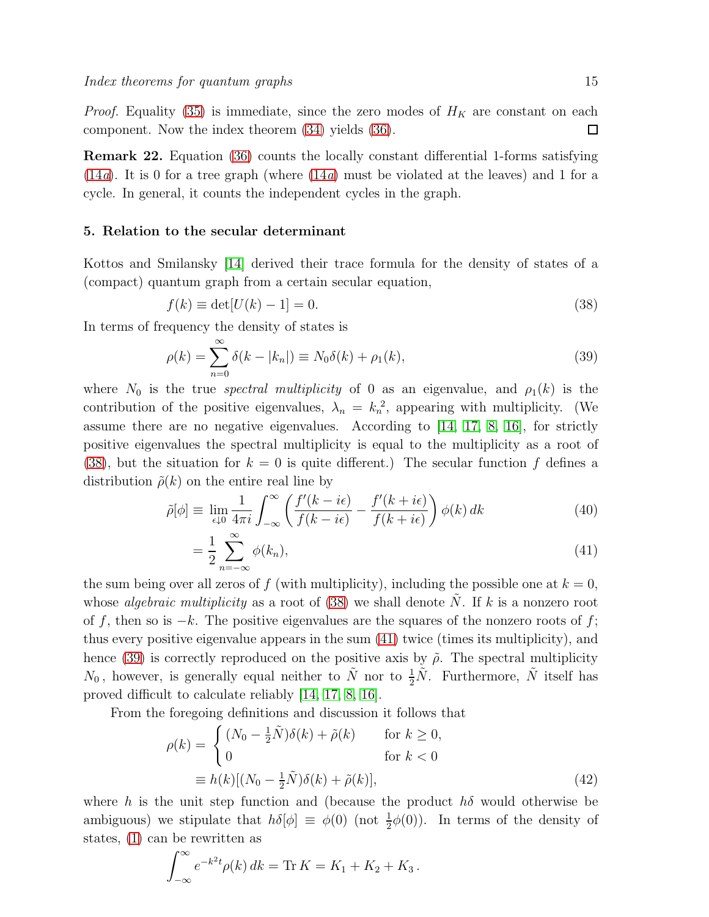*Proof.* Equality (35) is immediate, since the zero modes of $H_K$ are constant on each component. Now the index theorem (34) yields (36). □

**Remark 22.** Equation (36) counts the locally constant differential 1-forms satisfying (14*a*). It is 0 for a tree graph (where (14*a*) must be violated at the leaves) and 1 for a cycle. In general, it counts the independent cycles in the graph.

## 5. Relation to the secular determinant

Kottos and Smilansky [14] derived their trace formula for the density of states of a (compact) quantum graph from a certain secular equation,

$$f(k) \equiv \det[U(k) - 1] = 0. \tag{38}$$

In terms of frequency the density of states is

$$\rho(k) = \sum_{n=0}^{\infty} \delta(k - |k_n|) \equiv N_0 \delta(k) + \rho_1(k), \tag{39}$$

where $N_0$ is the true *spectral multiplicity* of 0 as an eigenvalue, and $\rho_1(k)$ is the contribution of the positive eigenvalues, $\lambda_n = k_n{}^2$, appearing with multiplicity. (We assume there are no negative eigenvalues. According to [14, 17, 8, 16], for strictly positive eigenvalues the spectral multiplicity is equal to the multiplicity as a root of (38), but the situation for $k = 0$ is quite different.) The secular function $f$ defines a distribution $\tilde{\rho}(k)$ on the entire real line by

$$\tilde{\rho}[\phi] \equiv \lim_{\epsilon \downarrow 0} \frac{1}{4\pi i} \int_{-\infty}^{\infty} \left( \frac{f'(k - i\epsilon)}{f(k - i\epsilon)} - \frac{f'(k + i\epsilon)}{f(k + i\epsilon)} \right) \phi(k)\, dk \tag{40}$$

$$= \frac{1}{2} \sum_{n=-\infty}^{\infty} \phi(k_n), \tag{41}$$

the sum being over all zeros of $f$ (with multiplicity), including the possible one at $k = 0$, whose *algebraic multiplicity* as a root of (38) we shall denote $\tilde{N}$. If $k$ is a nonzero root of $f$, then so is $-k$. The positive eigenvalues are the squares of the nonzero roots of $f$; thus every positive eigenvalue appears in the sum (41) twice (times its multiplicity), and hence (39) is correctly reproduced on the positive axis by $\tilde{\rho}$. The spectral multiplicity $N_0$, however, is generally equal neither to $\tilde{N}$ nor to $\frac{1}{2}\tilde{N}$. Furthermore, $\tilde{N}$ itself has proved difficult to calculate reliably [14, 17, 8, 16].

From the foregoing definitions and discussion it follows that

$$\rho(k) = \begin{cases} (N_0 - \frac{1}{2}\tilde{N})\delta(k) + \tilde{\rho}(k) & \text{for } k \geq 0, \\ 0 & \text{for } k < 0 \end{cases}$$

$$\equiv h(k)[(N_0 - \tfrac{1}{2}\tilde{N})\delta(k) + \tilde{\rho}(k)], \tag{42}$$

where $h$ is the unit step function and (because the product $h\delta$ would otherwise be ambiguous) we stipulate that $h\delta[\phi] \equiv \phi(0)$ (not $\frac{1}{2}\phi(0)$). In terms of the density of states, (1) can be rewritten as

$$\int_{-\infty}^{\infty} e^{-k^2 t} \rho(k)\, dk = \operatorname{Tr} K = K_1 + K_2 + K_3 \,.$$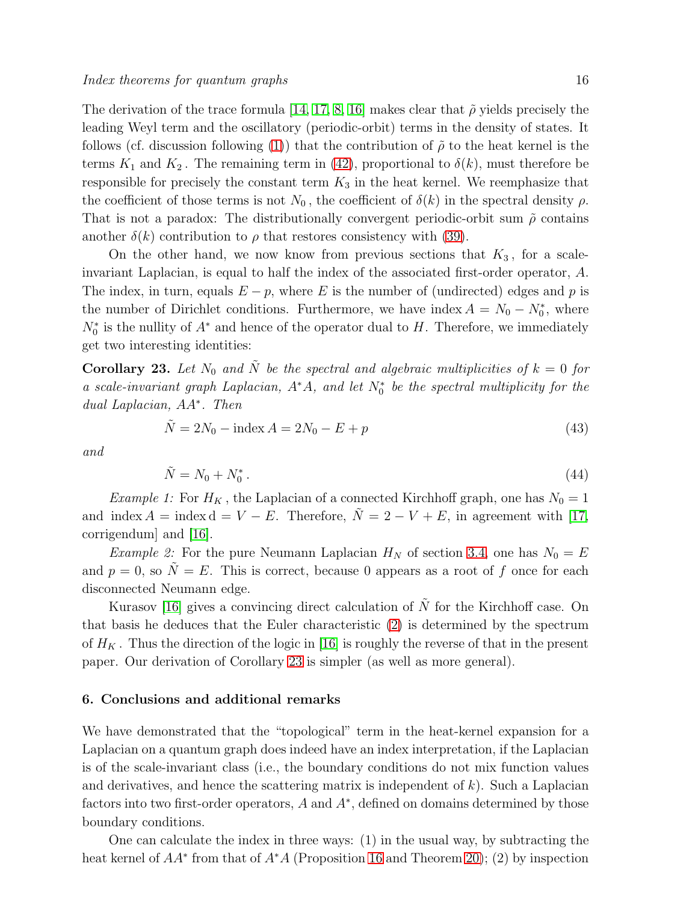The derivation of the trace formula [14, 17, 8, 16] makes clear that $\tilde{\rho}$ yields precisely the leading Weyl term and the oscillatory (periodic-orbit) terms in the density of states. It follows (cf. discussion following (1)) that the contribution of $\tilde{\rho}$ to the heat kernel is the terms $K_1$ and $K_2$. The remaining term in (42), proportional to $\delta(k)$, must therefore be responsible for precisely the constant term $K_3$ in the heat kernel. We reemphasize that the coefficient of those terms is not $N_0$, the coefficient of $\delta(k)$ in the spectral density $\rho$. That is not a paradox: The distributionally convergent periodic-orbit sum $\tilde{\rho}$ contains another $\delta(k)$ contribution to $\rho$ that restores consistency with (39).

On the other hand, we now know from previous sections that $K_3$, for a scale-invariant Laplacian, is equal to half the index of the associated first-order operator, $A$. The index, in turn, equals $E - p$, where $E$ is the number of (undirected) edges and $p$ is the number of Dirichlet conditions. Furthermore, we have $\operatorname{index} A = N_0 - N_0^*$, where $N_0^*$ is the nullity of $A^*$ and hence of the operator dual to $H$. Therefore, we immediately get two interesting identities:

**Corollary 23.** *Let $N_0$ and $\tilde{N}$ be the spectral and algebraic multiplicities of $k = 0$ for a scale-invariant graph Laplacian, $A^*A$, and let $N_0^*$ be the spectral multiplicity for the dual Laplacian, $AA^*$. Then*

$$\tilde{N} = 2N_0 - \operatorname{index} A = 2N_0 - E + p \tag{43}$$

*and*

$$\tilde{N} = N_0 + N_0^* . \tag{44}$$

*Example 1:* For $H_K$, the Laplacian of a connected Kirchhoff graph, one has $N_0 = 1$ and $\operatorname{index} A = \operatorname{index} \mathrm{d} = V - E$. Therefore, $\tilde{N} = 2 - V + E$, in agreement with [17, corrigendum] and [16].

*Example 2:* For the pure Neumann Laplacian $H_N$ of section 3.4, one has $N_0 = E$ and $p = 0$, so $\tilde{N} = E$. This is correct, because 0 appears as a root of $f$ once for each disconnected Neumann edge.

Kurasov [16] gives a convincing direct calculation of $\tilde{N}$ for the Kirchhoff case. On that basis he deduces that the Euler characteristic (2) is determined by the spectrum of $H_K$. Thus the direction of the logic in [16] is roughly the reverse of that in the present paper. Our derivation of Corollary 23 is simpler (as well as more general).

## 6. Conclusions and additional remarks

We have demonstrated that the "topological" term in the heat-kernel expansion for a Laplacian on a quantum graph does indeed have an index interpretation, if the Laplacian is of the scale-invariant class (i.e., the boundary conditions do not mix function values and derivatives, and hence the scattering matrix is independent of $k$). Such a Laplacian factors into two first-order operators, $A$ and $A^*$, defined on domains determined by those boundary conditions.

One can calculate the index in three ways: (1) in the usual way, by subtracting the heat kernel of $AA^*$ from that of $A^*A$ (Proposition 16 and Theorem 20); (2) by inspection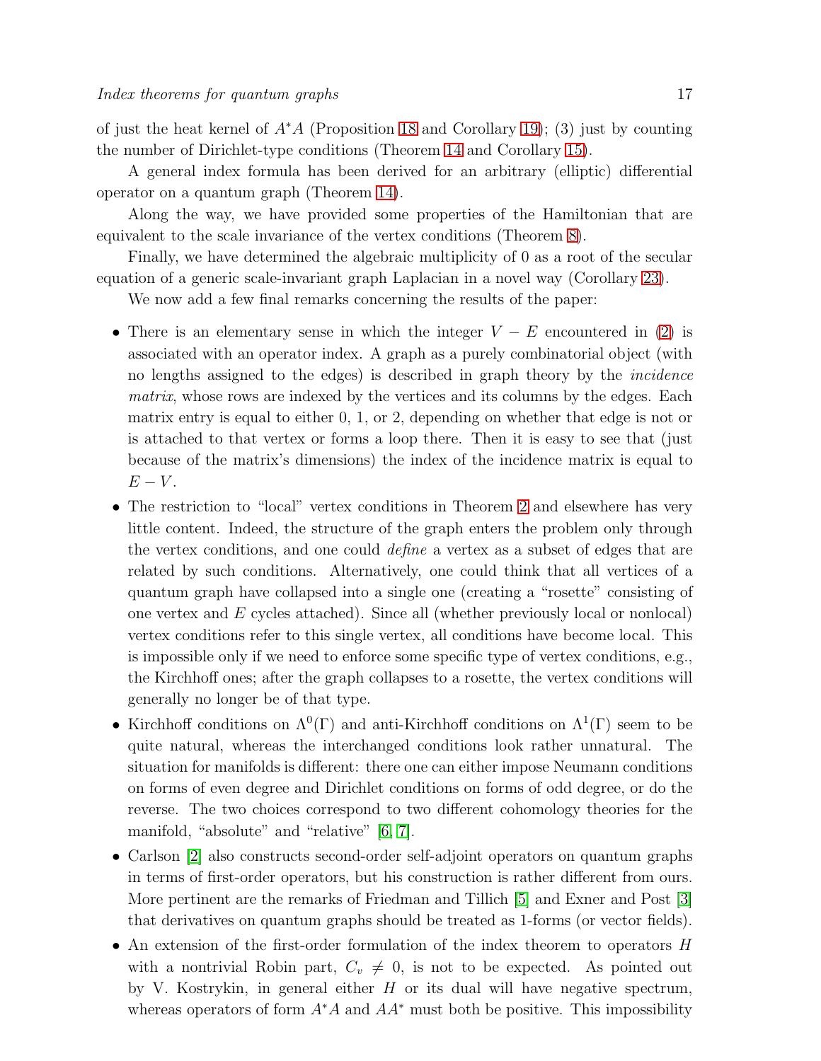of just the heat kernel of $A^*A$ (Proposition 18 and Corollary 19); (3) just by counting the number of Dirichlet-type conditions (Theorem 14 and Corollary 15).

A general index formula has been derived for an arbitrary (elliptic) differential operator on a quantum graph (Theorem 14).

Along the way, we have provided some properties of the Hamiltonian that are equivalent to the scale invariance of the vertex conditions (Theorem 8).

Finally, we have determined the algebraic multiplicity of 0 as a root of the secular equation of a generic scale-invariant graph Laplacian in a novel way (Corollary 23).

We now add a few final remarks concerning the results of the paper:

- There is an elementary sense in which the integer $V - E$ encountered in (2) is associated with an operator index. A graph as a purely combinatorial object (with no lengths assigned to the edges) is described in graph theory by the *incidence matrix*, whose rows are indexed by the vertices and its columns by the edges. Each matrix entry is equal to either 0, 1, or 2, depending on whether that edge is not or is attached to that vertex or forms a loop there. Then it is easy to see that (just because of the matrix's dimensions) the index of the incidence matrix is equal to $E - V$.
- The restriction to "local" vertex conditions in Theorem 2 and elsewhere has very little content. Indeed, the structure of the graph enters the problem only through the vertex conditions, and one could *define* a vertex as a subset of edges that are related by such conditions. Alternatively, one could think that all vertices of a quantum graph have collapsed into a single one (creating a "rosette" consisting of one vertex and $E$ cycles attached). Since all (whether previously local or nonlocal) vertex conditions refer to this single vertex, all conditions have become local. This is impossible only if we need to enforce some specific type of vertex conditions, e.g., the Kirchhoff ones; after the graph collapses to a rosette, the vertex conditions will generally no longer be of that type.
- Kirchhoff conditions on $\Lambda^0(\Gamma)$ and anti-Kirchhoff conditions on $\Lambda^1(\Gamma)$ seem to be quite natural, whereas the interchanged conditions look rather unnatural. The situation for manifolds is different: there one can either impose Neumann conditions on forms of even degree and Dirichlet conditions on forms of odd degree, or do the reverse. The two choices correspond to two different cohomology theories for the manifold, "absolute" and "relative" [6, 7].
- Carlson [2] also constructs second-order self-adjoint operators on quantum graphs in terms of first-order operators, but his construction is rather different from ours. More pertinent are the remarks of Friedman and Tillich [5] and Exner and Post [3] that derivatives on quantum graphs should be treated as 1-forms (or vector fields).
- An extension of the first-order formulation of the index theorem to operators $H$ with a nontrivial Robin part, $C_v \neq 0$, is not to be expected. As pointed out by V. Kostrykin, in general either $H$ or its dual will have negative spectrum, whereas operators of form $A^*A$ and $AA^*$ must both be positive. This impossibility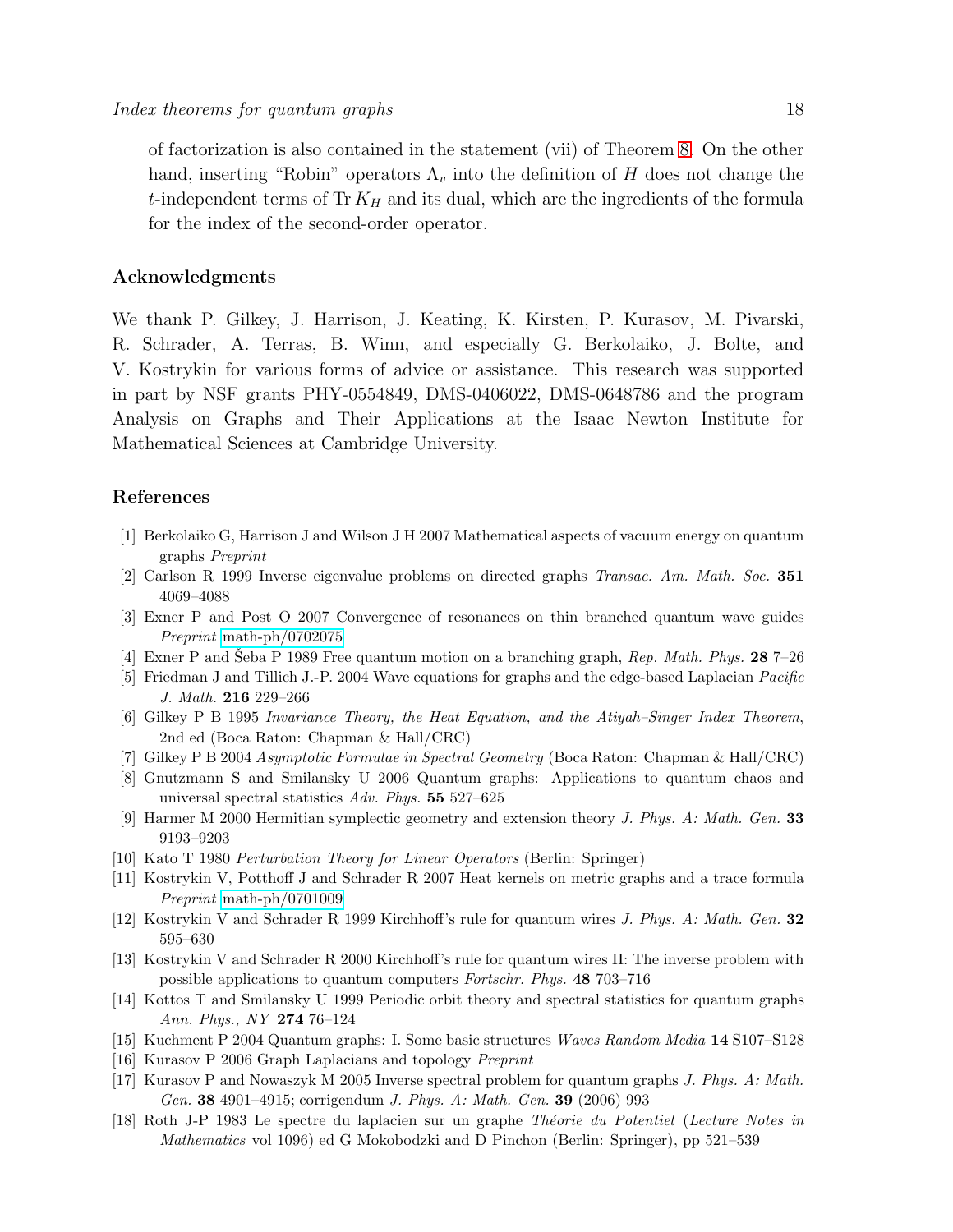of factorization is also contained in the statement (vii) of Theorem 8. On the other hand, inserting "Robin" operators $\Lambda_v$ into the definition of $H$ does not change the $t$-independent terms of Tr $K_H$ and its dual, which are the ingredients of the formula for the index of the second-order operator.

## Acknowledgments

We thank P. Gilkey, J. Harrison, J. Keating, K. Kirsten, P. Kurasov, M. Pivarski, R. Schrader, A. Terras, B. Winn, and especially G. Berkolaiko, J. Bolte, and V. Kostrykin for various forms of advice or assistance. This research was supported in part by NSF grants PHY-0554849, DMS-0406022, DMS-0648786 and the program Analysis on Graphs and Their Applications at the Isaac Newton Institute for Mathematical Sciences at Cambridge University.

## References

[1] Berkolaiko G, Harrison J and Wilson J H 2007 Mathematical aspects of vacuum energy on quantum graphs *Preprint*

[2] Carlson R 1999 Inverse eigenvalue problems on directed graphs *Transac. Am. Math. Soc.* **351** 4069–4088

[3] Exner P and Post O 2007 Convergence of resonances on thin branched quantum wave guides *Preprint* math-ph/0702075

[4] Exner P and Šeba P 1989 Free quantum motion on a branching graph, *Rep. Math. Phys.* **28** 7–26

[5] Friedman J and Tillich J.-P. 2004 Wave equations for graphs and the edge-based Laplacian *Pacific J. Math.* **216** 229–266

[6] Gilkey P B 1995 *Invariance Theory, the Heat Equation, and the Atiyah–Singer Index Theorem*, 2nd ed (Boca Raton: Chapman & Hall/CRC)

[7] Gilkey P B 2004 *Asymptotic Formulae in Spectral Geometry* (Boca Raton: Chapman & Hall/CRC)

[8] Gnutzmann S and Smilansky U 2006 Quantum graphs: Applications to quantum chaos and universal spectral statistics *Adv. Phys.* **55** 527–625

[9] Harmer M 2000 Hermitian symplectic geometry and extension theory *J. Phys. A: Math. Gen.* **33** 9193–9203

[10] Kato T 1980 *Perturbation Theory for Linear Operators* (Berlin: Springer)

[11] Kostrykin V, Potthoff J and Schrader R 2007 Heat kernels on metric graphs and a trace formula *Preprint* math-ph/0701009

[12] Kostrykin V and Schrader R 1999 Kirchhoff's rule for quantum wires *J. Phys. A: Math. Gen.* **32** 595–630

[13] Kostrykin V and Schrader R 2000 Kirchhoff's rule for quantum wires II: The inverse problem with possible applications to quantum computers *Fortschr. Phys.* **48** 703–716

[14] Kottos T and Smilansky U 1999 Periodic orbit theory and spectral statistics for quantum graphs *Ann. Phys., NY* **274** 76–124

[15] Kuchment P 2004 Quantum graphs: I. Some basic structures *Waves Random Media* **14** S107–S128

[16] Kurasov P 2006 Graph Laplacians and topology *Preprint*

[17] Kurasov P and Nowaszyk M 2005 Inverse spectral problem for quantum graphs *J. Phys. A: Math. Gen.* **38** 4901–4915; corrigendum *J. Phys. A: Math. Gen.* **39** (2006) 993

[18] Roth J-P 1983 Le spectre du laplacien sur un graphe *Théorie du Potentiel* (*Lecture Notes in Mathematics* vol 1096) ed G Mokobodzki and D Pinchon (Berlin: Springer), pp 521–539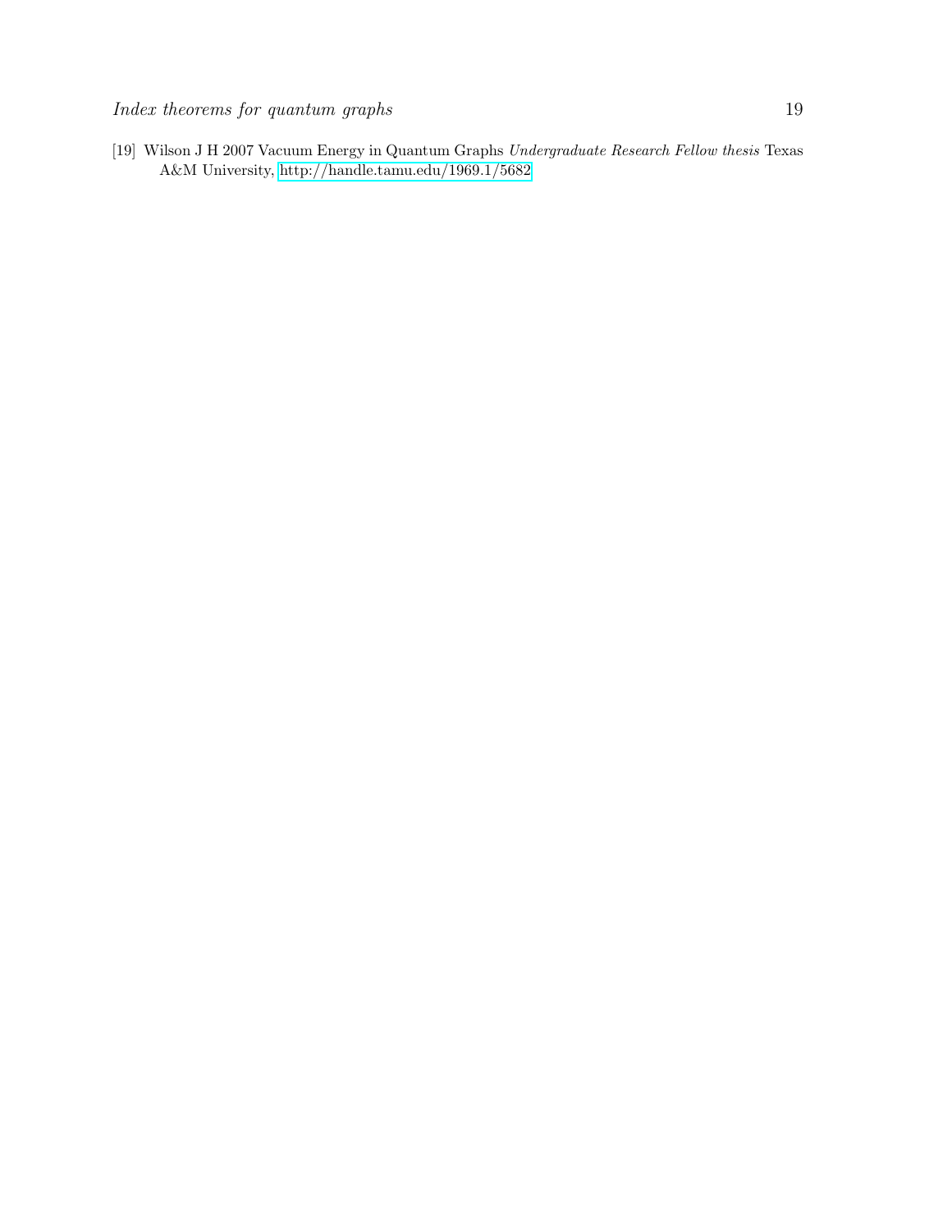[19] Wilson J H 2007 Vacuum Energy in Quantum Graphs *Undergraduate Research Fellow thesis* Texas A&M University, http://handle.tamu.edu/1969.1/5682